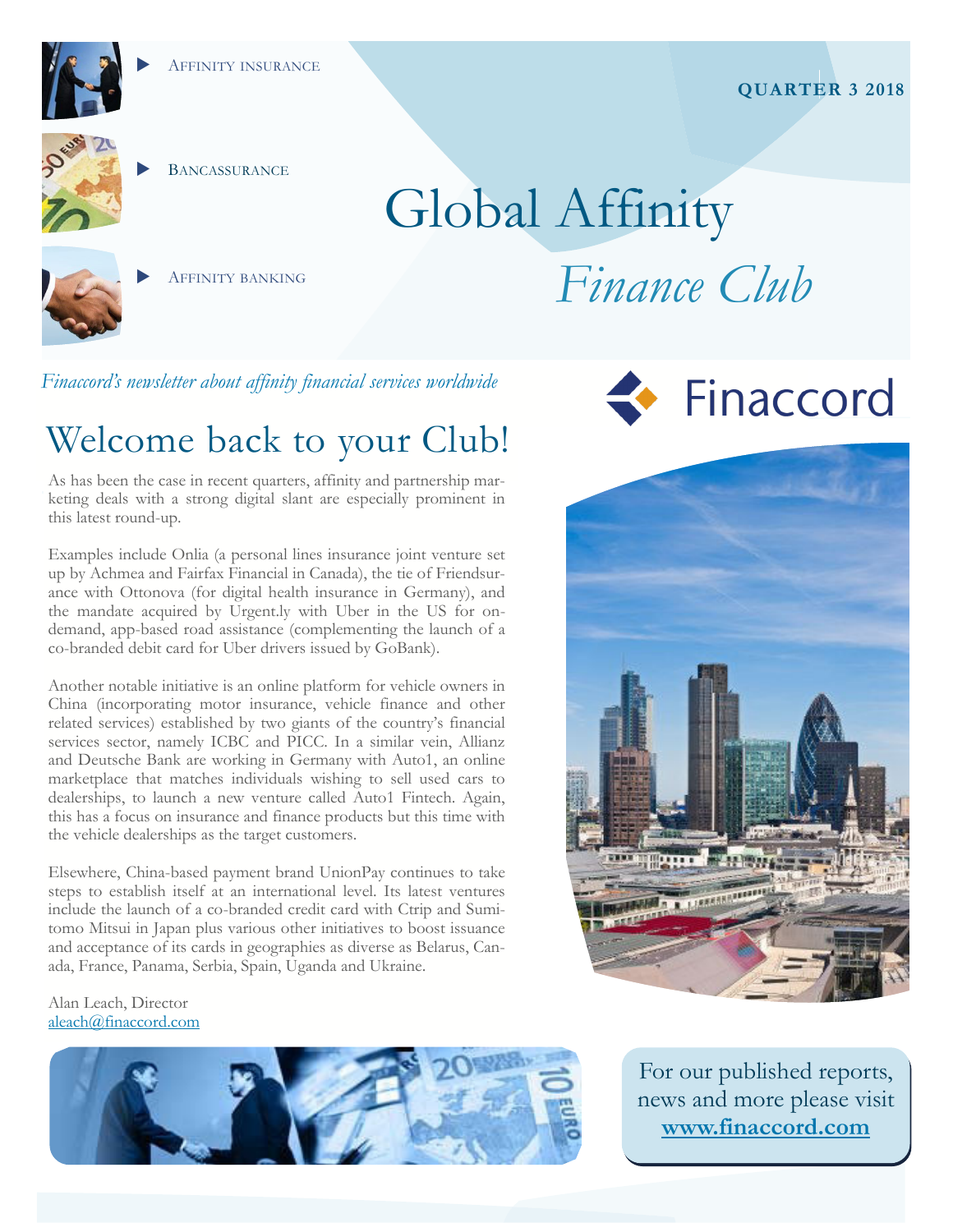- Affinity insurance
- Bancassurance
- Affinity banking

**QUARTER 3 2018**

# Global Affinity *Finance Club*

*Finaccord's newsletter about affinity financial services worldwide*

Finaccord

## Welcome back to your Club!

As has been the case in recent quarters, affinity and partnership marketing deals with a strong digital slant are especially prominent in this latest round-up.

Examples include Onlia (a personal lines insurance joint venture set up by Achmea and Fairfax Financial in Canada), the tie of Friendsurance with Ottonova (for digital health insurance in Germany), and the mandate acquired by Urgent.ly with Uber in the US for on-demand, app-based road assistance (complementing the launch of a co-branded debit card for Uber drivers issued by GoBank).

Another notable initiative is an online platform for vehicle owners in China (incorporating motor insurance, vehicle finance and other related services) established by two giants of the country's financial services sector, namely ICBC and PICC. In a similar vein, Allianz and Deutsche Bank are working in Germany with Auto1, an online marketplace that matches individuals wishing to sell used cars to dealerships, to launch a new venture called Auto1 Fintech. Again, this has a focus on insurance and finance products but this time with the vehicle dealerships as the target customers.

Elsewhere, China-based payment brand UnionPay continues to take steps to establish itself at an international level. Its latest ventures include the launch of a co-branded credit card with Ctrip and Sumitomo Mitsui in Japan plus various other initiatives to boost issuance and acceptance of its cards in geographies as diverse as Belarus, Canada, France, Panama, Serbia, Spain, Uganda and Ukraine.

Alan Leach, Director
aleach@finaccord.com

For our published reports, news and more please visit **www.finaccord.com**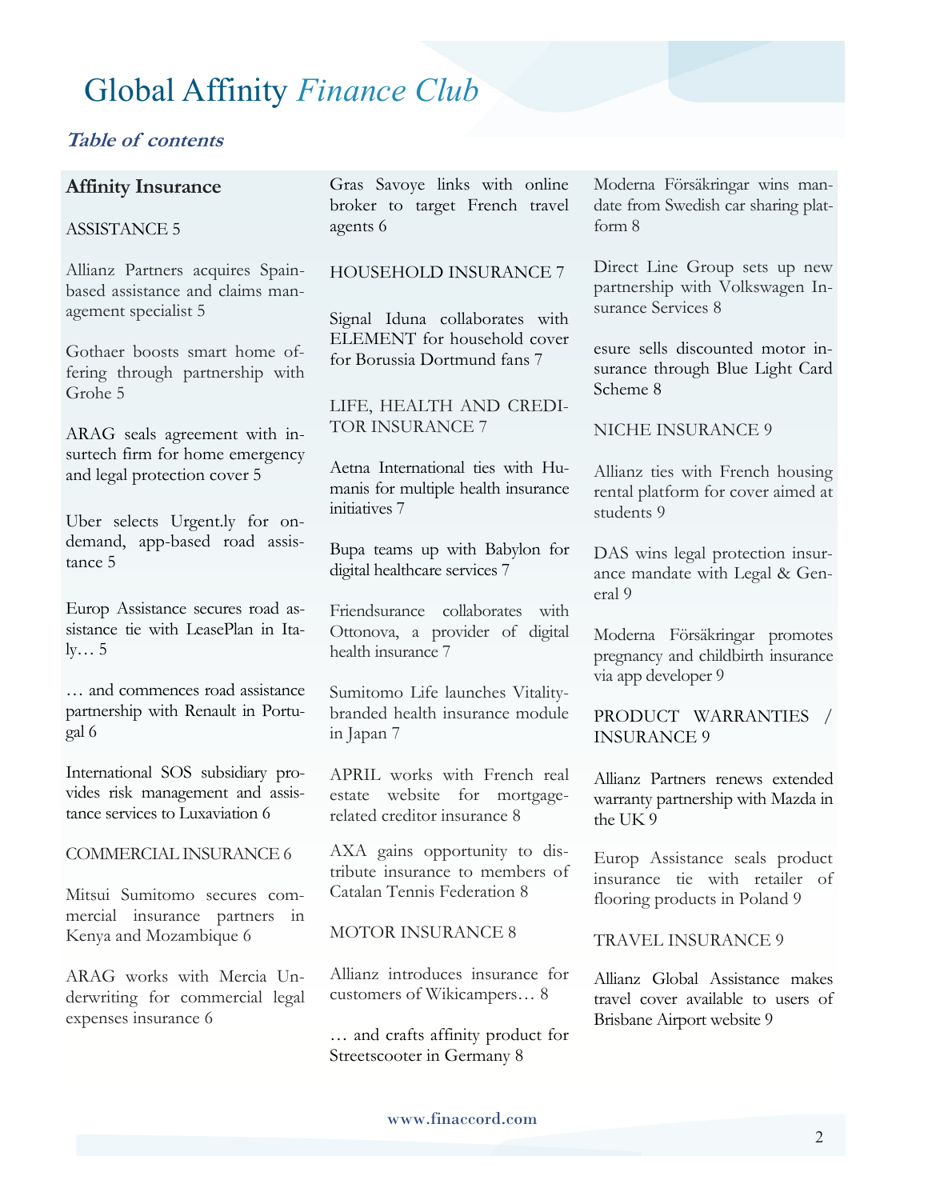# Global Affinity *Finance Club*

## *Table of contents*

**Affinity Insurance**

ASSISTANCE 5

Allianz Partners acquires Spain-based assistance and claims management specialist 5

Gothaer boosts smart home offering through partnership with Grohe 5

ARAG seals agreement with insurtech firm for home emergency and legal protection cover 5

Uber selects Urgent.ly for on-demand, app-based road assistance 5

Europ Assistance secures road assistance tie with LeasePlan in Italy… 5

… and commences road assistance partnership with Renault in Portugal 6

International SOS subsidiary provides risk management and assistance services to Luxaviation 6

COMMERCIAL INSURANCE 6

Mitsui Sumitomo secures commercial insurance partners in Kenya and Mozambique 6

ARAG works with Mercia Underwriting for commercial legal expenses insurance 6

Gras Savoye links with online broker to target French travel agents 6

HOUSEHOLD INSURANCE 7

Signal Iduna collaborates with ELEMENT for household cover for Borussia Dortmund fans 7

LIFE, HEALTH AND CREDITOR INSURANCE 7

Aetna International ties with Humanis for multiple health insurance initiatives 7

Bupa teams up with Babylon for digital healthcare services 7

Friendsurance collaborates with Ottonova, a provider of digital health insurance 7

Sumitomo Life launches Vitality-branded health insurance module in Japan 7

APRIL works with French real estate website for mortgage-related creditor insurance 8

AXA gains opportunity to distribute insurance to members of Catalan Tennis Federation 8

MOTOR INSURANCE 8

Allianz introduces insurance for customers of Wikicampers… 8

… and crafts affinity product for Streetscooter in Germany 8

Moderna Försäkringar wins mandate from Swedish car sharing platform 8

Direct Line Group sets up new partnership with Volkswagen Insurance Services 8

esure sells discounted motor insurance through Blue Light Card Scheme 8

NICHE INSURANCE 9

Allianz ties with French housing rental platform for cover aimed at students 9

DAS wins legal protection insurance mandate with Legal & General 9

Moderna Försäkringar promotes pregnancy and childbirth insurance via app developer 9

PRODUCT WARRANTIES / INSURANCE 9

Allianz Partners renews extended warranty partnership with Mazda in the UK 9

Europ Assistance seals product insurance tie with retailer of flooring products in Poland 9

TRAVEL INSURANCE 9

Allianz Global Assistance makes travel cover available to users of Brisbane Airport website 9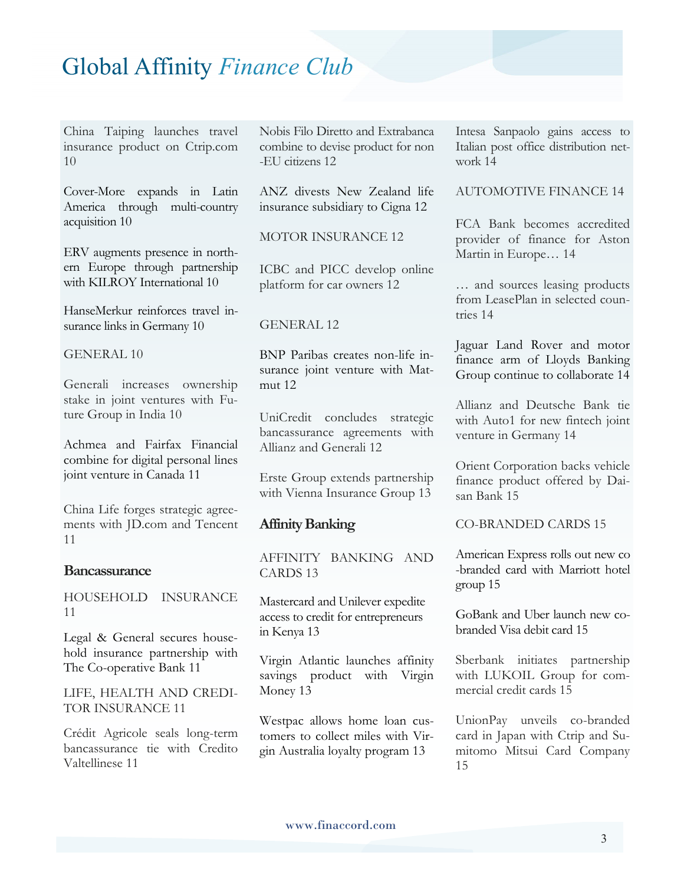# Global Affinity *Finance Club*

China Taiping launches travel insurance product on Ctrip.com 10

Cover-More expands in Latin America through multi-country acquisition 10

ERV augments presence in northern Europe through partnership with KILROY International 10

HanseMerkur reinforces travel insurance links in Germany 10

GENERAL 10

Generali increases ownership stake in joint ventures with Future Group in India 10

Achmea and Fairfax Financial combine for digital personal lines joint venture in Canada 11

China Life forges strategic agreements with JD.com and Tencent 11

## Bancassurance

HOUSEHOLD INSURANCE 11

Legal & General secures household insurance partnership with The Co-operative Bank 11

LIFE, HEALTH AND CREDITOR INSURANCE 11

Crédit Agricole seals long-term bancassurance tie with Credito Valtellinese 11

Nobis Filo Diretto and Extrabanca combine to devise product for non-EU citizens 12

ANZ divests New Zealand life insurance subsidiary to Cigna 12

MOTOR INSURANCE 12

ICBC and PICC develop online platform for car owners 12

GENERAL 12

BNP Paribas creates non-life insurance joint venture with Matmut 12

UniCredit concludes strategic bancassurance agreements with Allianz and Generali 12

Erste Group extends partnership with Vienna Insurance Group 13

## Affinity Banking

AFFINITY BANKING AND CARDS 13

Mastercard and Unilever expedite access to credit for entrepreneurs in Kenya 13

Virgin Atlantic launches affinity savings product with Virgin Money 13

Westpac allows home loan customers to collect miles with Virgin Australia loyalty program 13

Intesa Sanpaolo gains access to Italian post office distribution network 14

AUTOMOTIVE FINANCE 14

FCA Bank becomes accredited provider of finance for Aston Martin in Europe… 14

… and sources leasing products from LeasePlan in selected countries 14

Jaguar Land Rover and motor finance arm of Lloyds Banking Group continue to collaborate 14

Allianz and Deutsche Bank tie with Auto1 for new fintech joint venture in Germany 14

Orient Corporation backs vehicle finance product offered by Daisan Bank 15

CO-BRANDED CARDS 15

American Express rolls out new co-branded card with Marriott hotel group 15

GoBank and Uber launch new co-branded Visa debit card 15

Sberbank initiates partnership with LUKOIL Group for commercial credit cards 15

UnionPay unveils co-branded card in Japan with Ctrip and Sumitomo Mitsui Card Company 15

www.finaccord.com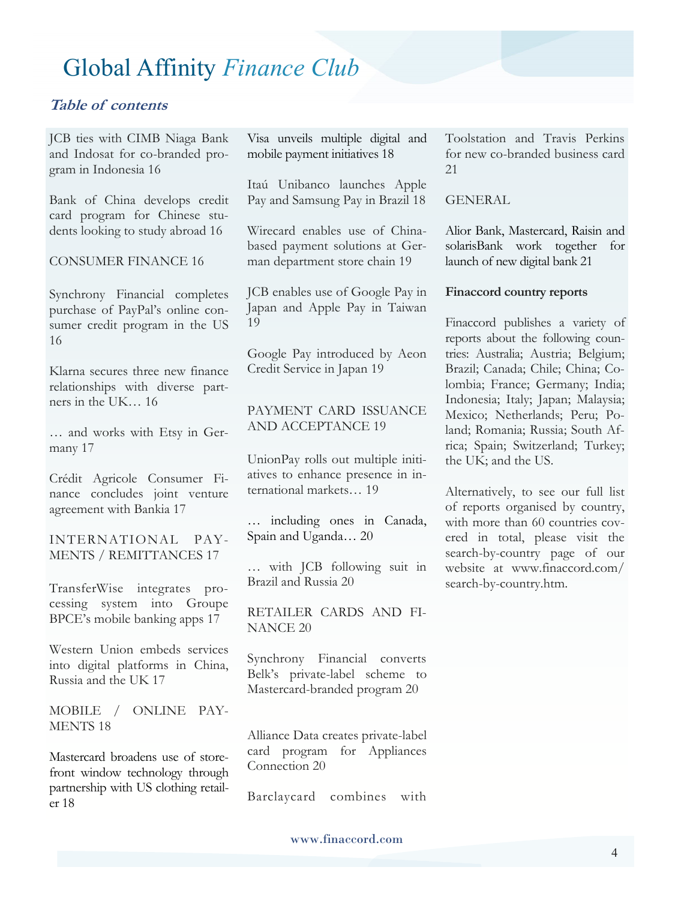# Global Affinity *Finance Club*

## *Table of contents*

JCB ties with CIMB Niaga Bank and Indosat for co-branded program in Indonesia 16

Bank of China develops credit card program for Chinese students looking to study abroad 16

CONSUMER FINANCE 16

Synchrony Financial completes purchase of PayPal's online consumer credit program in the US 16

Klarna secures three new finance relationships with diverse partners in the UK… 16

… and works with Etsy in Germany 17

Crédit Agricole Consumer Finance concludes joint venture agreement with Bankia 17

INTERNATIONAL PAYMENTS / REMITTANCES 17

TransferWise integrates processing system into Groupe BPCE's mobile banking apps 17

Western Union embeds services into digital platforms in China, Russia and the UK 17

MOBILE / ONLINE PAYMENTS 18

Mastercard broadens use of storefront window technology through partnership with US clothing retailer 18

Visa unveils multiple digital and mobile payment initiatives 18

Itaú Unibanco launches Apple Pay and Samsung Pay in Brazil 18

Wirecard enables use of China-based payment solutions at German department store chain 19

JCB enables use of Google Pay in Japan and Apple Pay in Taiwan 19

Google Pay introduced by Aeon Credit Service in Japan 19

PAYMENT CARD ISSUANCE AND ACCEPTANCE 19

UnionPay rolls out multiple initiatives to enhance presence in international markets… 19

… including ones in Canada, Spain and Uganda… 20

… with JCB following suit in Brazil and Russia 20

RETAILER CARDS AND FINANCE 20

Synchrony Financial converts Belk's private-label scheme to Mastercard-branded program 20

Alliance Data creates private-label card program for Appliances Connection 20

Barclaycard combines with Toolstation and Travis Perkins for new co-branded business card 21

GENERAL

Alior Bank, Mastercard, Raisin and solarisBank work together for launch of new digital bank 21

**Finaccord country reports**

Finaccord publishes a variety of reports about the following countries: Australia; Austria; Belgium; Brazil; Canada; Chile; China; Colombia; France; Germany; India; Indonesia; Italy; Japan; Malaysia; Mexico; Netherlands; Peru; Poland; Romania; Russia; South Africa; Spain; Switzerland; Turkey; the UK; and the US.

Alternatively, to see our full list of reports organised by country, with more than 60 countries covered in total, please visit the search-by-country page of our website at www.finaccord.com/search-by-country.htm.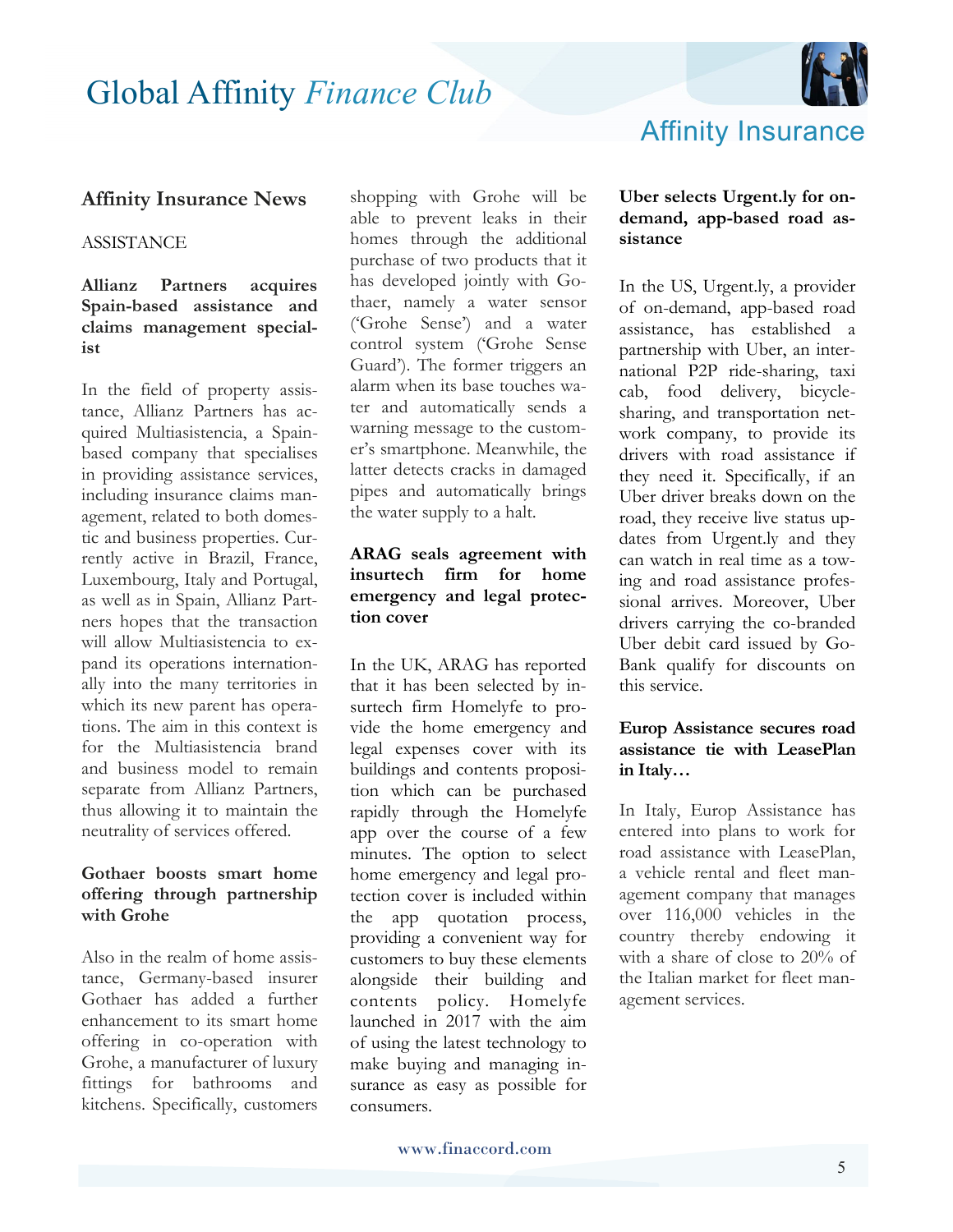## Affinity Insurance News

ASSISTANCE

**Allianz Partners acquires Spain-based assistance and claims management specialist**

In the field of property assistance, Allianz Partners has acquired Multiasistencia, a Spain-based company that specialises in providing assistance services, including insurance claims management, related to both domestic and business properties. Currently active in Brazil, France, Luxembourg, Italy and Portugal, as well as in Spain, Allianz Partners hopes that the transaction will allow Multiasistencia to expand its operations internationally into the many territories in which its new parent has operations. The aim in this context is for the Multiasistencia brand and business model to remain separate from Allianz Partners, thus allowing it to maintain the neutrality of services offered.

**Gothaer boosts smart home offering through partnership with Grohe**

Also in the realm of home assistance, Germany-based insurer Gothaer has added a further enhancement to its smart home offering in co-operation with Grohe, a manufacturer of luxury fittings for bathrooms and kitchens. Specifically, customers shopping with Grohe will be able to prevent leaks in their homes through the additional purchase of two products that it has developed jointly with Gothaer, namely a water sensor ('Grohe Sense') and a water control system ('Grohe Sense Guard'). The former triggers an alarm when its base touches water and automatically sends a warning message to the customer's smartphone. Meanwhile, the latter detects cracks in damaged pipes and automatically brings the water supply to a halt.

**ARAG seals agreement with insurtech firm for home emergency and legal protection cover**

In the UK, ARAG has reported that it has been selected by insurtech firm Homelyfe to provide the home emergency and legal expenses cover with its buildings and contents proposition which can be purchased rapidly through the Homelyfe app over the course of a few minutes. The option to select home emergency and legal protection cover is included within the app quotation process, providing a convenient way for customers to buy these elements alongside their building and contents policy. Homelyfe launched in 2017 with the aim of using the latest technology to make buying and managing insurance as easy as possible for consumers.

**Uber selects Urgent.ly for on-demand, app-based road assistance**

In the US, Urgent.ly, a provider of on-demand, app-based road assistance, has established a partnership with Uber, an international P2P ride-sharing, taxi cab, food delivery, bicycle-sharing, and transportation network company, to provide its drivers with road assistance if they need it. Specifically, if an Uber driver breaks down on the road, they receive live status updates from Urgent.ly and they can watch in real time as a towing and road assistance professional arrives. Moreover, Uber drivers carrying the co-branded Uber debit card issued by GoBank qualify for discounts on this service.

**Europ Assistance secures road assistance tie with LeasePlan in Italy…**

In Italy, Europ Assistance has entered into plans to work for road assistance with LeasePlan, a vehicle rental and fleet management company that manages over 116,000 vehicles in the country thereby endowing it with a share of close to 20% of the Italian market for fleet management services.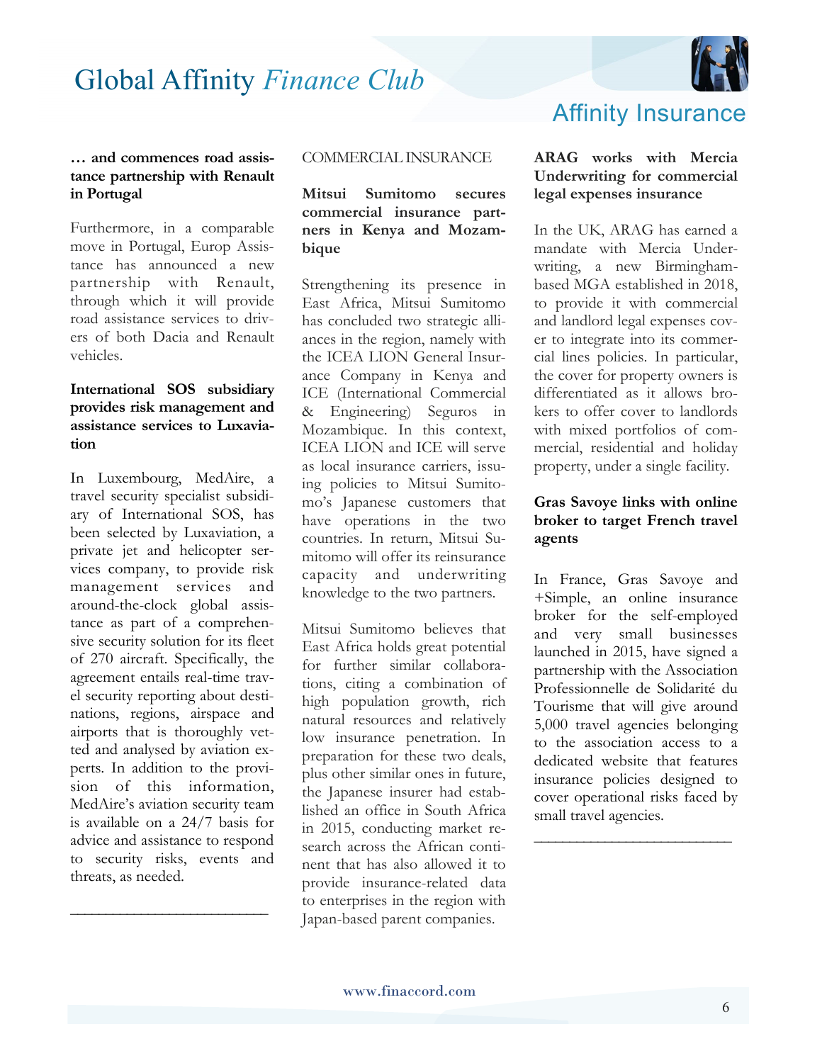### … and commences road assistance partnership with Renault in Portugal

Furthermore, in a comparable move in Portugal, Europ Assistance has announced a new partnership with Renault, through which it will provide road assistance services to drivers of both Dacia and Renault vehicles.

### International SOS subsidiary provides risk management and assistance services to Luxaviation

In Luxembourg, MedAire, a travel security specialist subsidiary of International SOS, has been selected by Luxaviation, a private jet and helicopter services company, to provide risk management services and around-the-clock global assistance as part of a comprehensive security solution for its fleet of 270 aircraft. Specifically, the agreement entails real-time travel security reporting about destinations, regions, airspace and airports that is thoroughly vetted and analysed by aviation experts. In addition to the provision of this information, MedAire's aviation security team is available on a 24/7 basis for advice and assistance to respond to security risks, events and threats, as needed.

---

## COMMERCIAL INSURANCE

### Mitsui Sumitomo secures commercial insurance partners in Kenya and Mozambique

Strengthening its presence in East Africa, Mitsui Sumitomo has concluded two strategic alliances in the region, namely with the ICEA LION General Insurance Company in Kenya and ICE (International Commercial & Engineering) Seguros in Mozambique. In this context, ICEA LION and ICE will serve as local insurance carriers, issuing policies to Mitsui Sumitomo's Japanese customers that have operations in the two countries. In return, Mitsui Sumitomo will offer its reinsurance capacity and underwriting knowledge to the two partners.

Mitsui Sumitomo believes that East Africa holds great potential for further similar collaborations, citing a combination of high population growth, rich natural resources and relatively low insurance penetration. In preparation for these two deals, plus other similar ones in future, the Japanese insurer had established an office in South Africa in 2015, conducting market research across the African continent that has also allowed it to provide insurance-related data to enterprises in the region with Japan-based parent companies.

### ARAG works with Mercia Underwriting for commercial legal expenses insurance

In the UK, ARAG has earned a mandate with Mercia Underwriting, a new Birmingham-based MGA established in 2018, to provide it with commercial and landlord legal expenses cover to integrate into its commercial lines policies. In particular, the cover for property owners is differentiated as it allows brokers to offer cover to landlords with mixed portfolios of commercial, residential and holiday property, under a single facility.

### Gras Savoye links with online broker to target French travel agents

In France, Gras Savoye and +Simple, an online insurance broker for the self-employed and very small businesses launched in 2015, have signed a partnership with the Association Professionnelle de Solidarité du Tourisme that will give around 5,000 travel agencies belonging to the association access to a dedicated website that features insurance policies designed to cover operational risks faced by small travel agencies.

---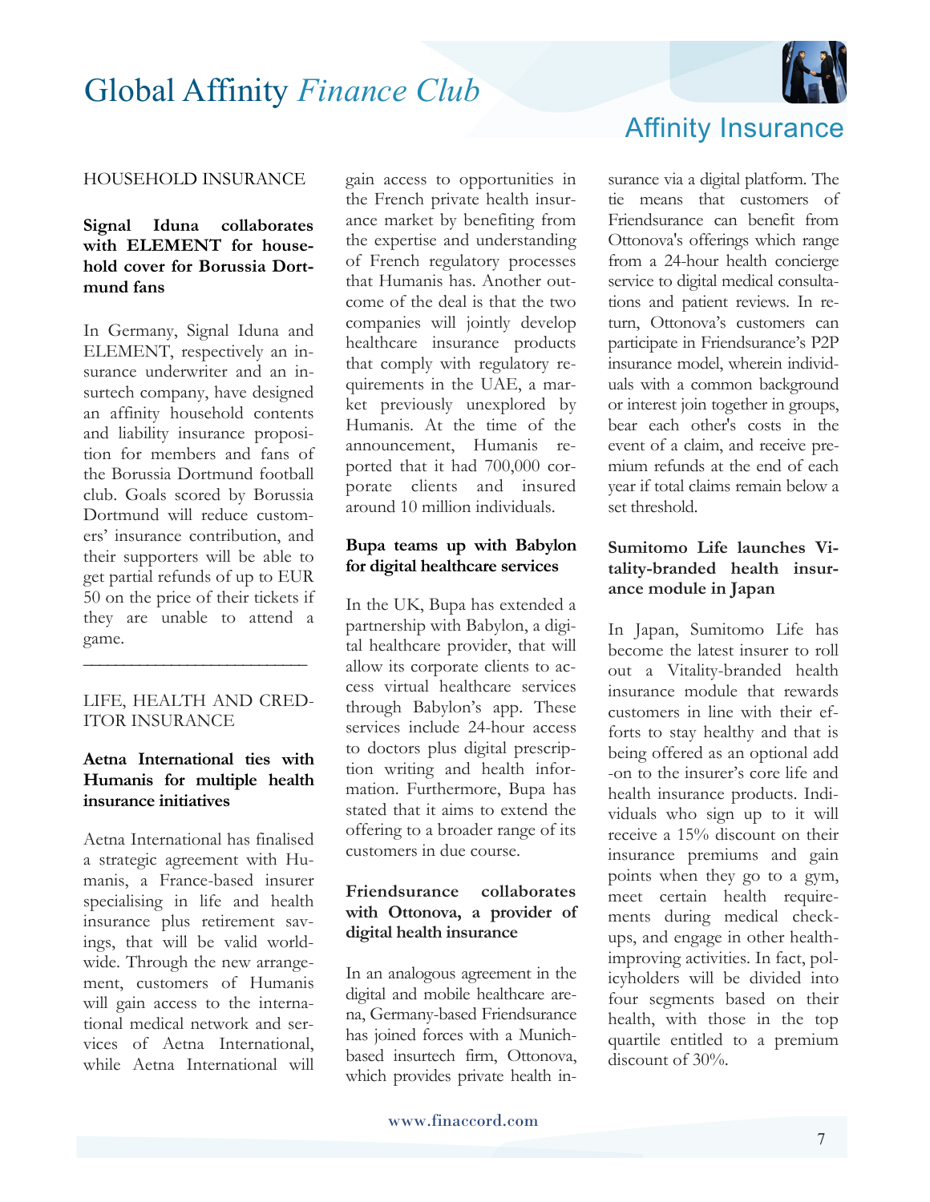## HOUSEHOLD INSURANCE

### Signal Iduna collaborates with ELEMENT for household cover for Borussia Dortmund fans

In Germany, Signal Iduna and ELEMENT, respectively an insurance underwriter and an insurtech company, have designed an affinity household contents and liability insurance proposition for members and fans of the Borussia Dortmund football club. Goals scored by Borussia Dortmund will reduce customers' insurance contribution, and their supporters will be able to get partial refunds of up to EUR 50 on the price of their tickets if they are unable to attend a game.

---

## LIFE, HEALTH AND CREDITOR INSURANCE

### Aetna International ties with Humanis for multiple health insurance initiatives

Aetna International has finalised a strategic agreement with Humanis, a France-based insurer specialising in life and health insurance plus retirement savings, that will be valid worldwide. Through the new arrangement, customers of Humanis will gain access to the international medical network and services of Aetna International, while Aetna International will gain access to opportunities in the French private health insurance market by benefiting from the expertise and understanding of French regulatory processes that Humanis has. Another outcome of the deal is that the two companies will jointly develop healthcare insurance products that comply with regulatory requirements in the UAE, a market previously unexplored by Humanis. At the time of the announcement, Humanis reported that it had 700,000 corporate clients and insured around 10 million individuals.

### Bupa teams up with Babylon for digital healthcare services

In the UK, Bupa has extended a partnership with Babylon, a digital healthcare provider, that will allow its corporate clients to access virtual healthcare services through Babylon's app. These services include 24-hour access to doctors plus digital prescription writing and health information. Furthermore, Bupa has stated that it aims to extend the offering to a broader range of its customers in due course.

### Friendsurance collaborates with Ottonova, a provider of digital health insurance

In an analogous agreement in the digital and mobile healthcare arena, Germany-based Friendsurance has joined forces with a Munich-based insurtech firm, Ottonova, which provides private health insurance via a digital platform. The tie means that customers of Friendsurance can benefit from Ottonova's offerings which range from a 24-hour health concierge service to digital medical consultations and patient reviews. In return, Ottonova's customers can participate in Friendsurance's P2P insurance model, wherein individuals with a common background or interest join together in groups, bear each other's costs in the event of a claim, and receive premium refunds at the end of each year if total claims remain below a set threshold.

### Sumitomo Life launches Vitality-branded health insurance module in Japan

In Japan, Sumitomo Life has become the latest insurer to roll out a Vitality-branded health insurance module that rewards customers in line with their efforts to stay healthy and that is being offered as an optional add-on to the insurer's core life and health insurance products. Individuals who sign up to it will receive a 15% discount on their insurance premiums and gain points when they go to a gym, meet certain health requirements during medical check-ups, and engage in other health-improving activities. In fact, policyholders will be divided into four segments based on their health, with those in the top quartile entitled to a premium discount of 30%.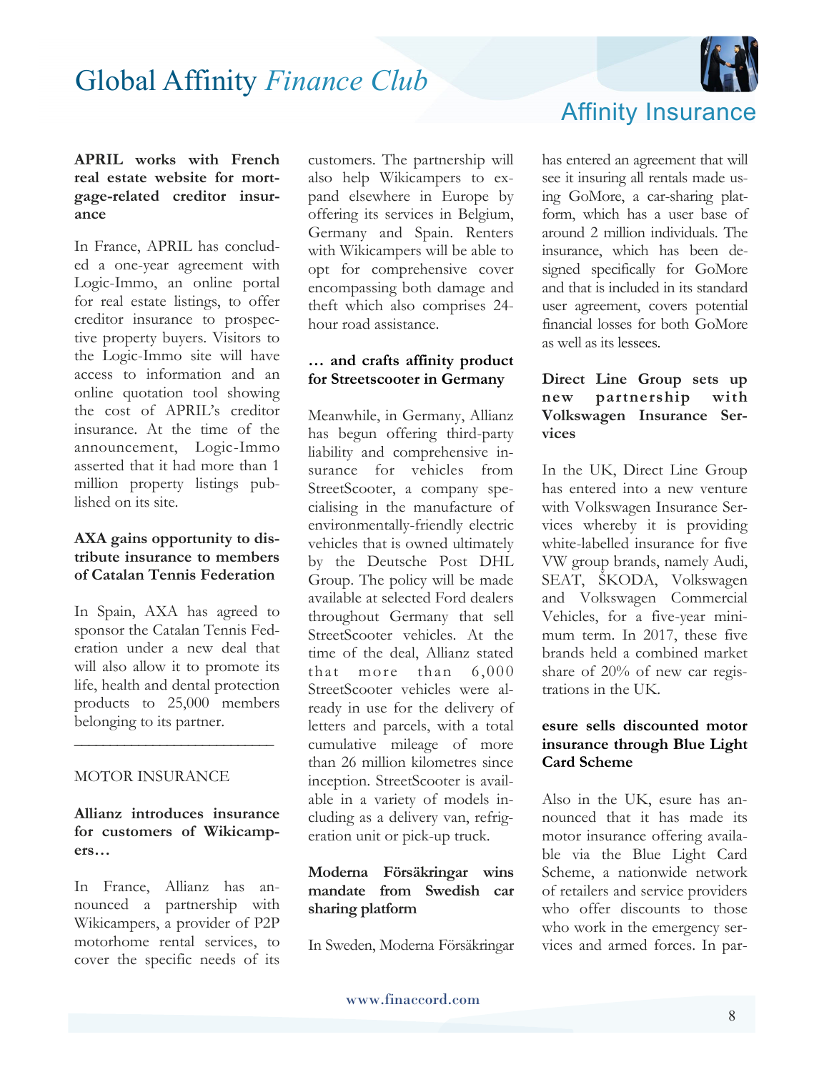**APRIL works with French real estate website for mortgage-related creditor insurance**

In France, APRIL has concluded a one-year agreement with Logic-Immo, an online portal for real estate listings, to offer creditor insurance to prospective property buyers. Visitors to the Logic-Immo site will have access to information and an online quotation tool showing the cost of APRIL's creditor insurance. At the time of the announcement, Logic-Immo asserted that it had more than 1 million property listings published on its site.

**AXA gains opportunity to distribute insurance to members of Catalan Tennis Federation**

In Spain, AXA has agreed to sponsor the Catalan Tennis Federation under a new deal that will also allow it to promote its life, health and dental protection products to 25,000 members belonging to its partner.

---

MOTOR INSURANCE

**Allianz introduces insurance for customers of Wikicampers…**

In France, Allianz has announced a partnership with Wikicampers, a provider of P2P motorhome rental services, to cover the specific needs of its customers. The partnership will also help Wikicampers to expand elsewhere in Europe by offering its services in Belgium, Germany and Spain. Renters with Wikicampers will be able to opt for comprehensive cover encompassing both damage and theft which also comprises 24-hour road assistance.

**… and crafts affinity product for Streetscooter in Germany**

Meanwhile, in Germany, Allianz has begun offering third-party liability and comprehensive insurance for vehicles from StreetScooter, a company specialising in the manufacture of environmentally-friendly electric vehicles that is owned ultimately by the Deutsche Post DHL Group. The policy will be made available at selected Ford dealers throughout Germany that sell StreetScooter vehicles. At the time of the deal, Allianz stated that more than 6,000 StreetScooter vehicles were already in use for the delivery of letters and parcels, with a total cumulative mileage of more than 26 million kilometres since inception. StreetScooter is available in a variety of models including as a delivery van, refrigeration unit or pick-up truck.

**Moderna Försäkringar wins mandate from Swedish car sharing platform**

In Sweden, Moderna Försäkringar has entered an agreement that will see it insuring all rentals made using GoMore, a car-sharing platform, which has a user base of around 2 million individuals. The insurance, which has been designed specifically for GoMore and that is included in its standard user agreement, covers potential financial losses for both GoMore as well as its lessees.

**Direct Line Group sets up new partnership with Volkswagen Insurance Services**

In the UK, Direct Line Group has entered into a new venture with Volkswagen Insurance Services whereby it is providing white-labelled insurance for five VW group brands, namely Audi, SEAT, ŠKODA, Volkswagen and Volkswagen Commercial Vehicles, for a five-year minimum term. In 2017, these five brands held a combined market share of 20% of new car registrations in the UK.

**esure sells discounted motor insurance through Blue Light Card Scheme**

Also in the UK, esure has announced that it has made its motor insurance offering available via the Blue Light Card Scheme, a nationwide network of retailers and service providers who offer discounts to those who work in the emergency services and armed forces. In par-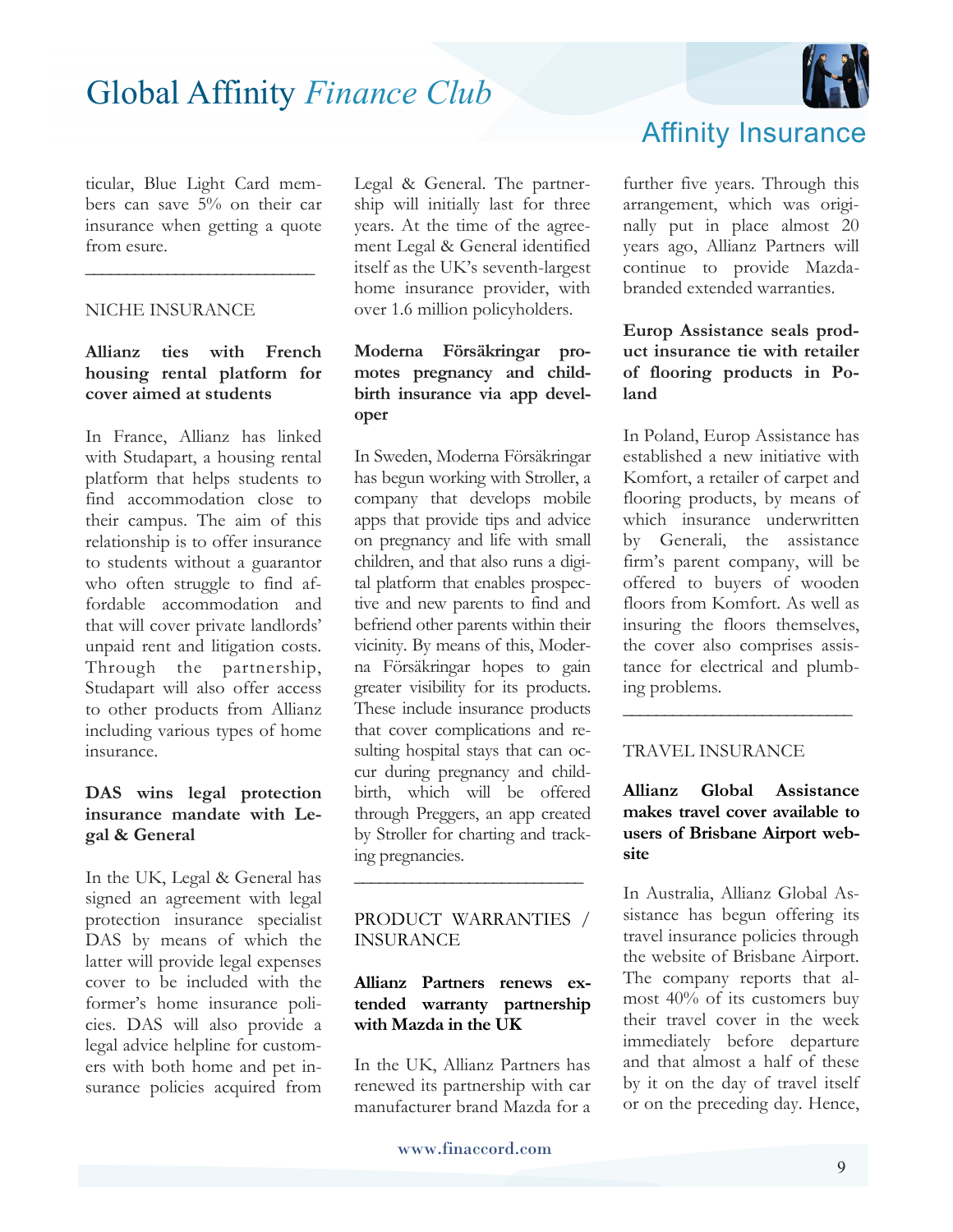ticular, Blue Light Card members can save 5% on their car insurance when getting a quote from esure.

---

NICHE INSURANCE

**Allianz ties with French housing rental platform for cover aimed at students**

In France, Allianz has linked with Studapart, a housing rental platform that helps students to find accommodation close to their campus. The aim of this relationship is to offer insurance to students without a guarantor who often struggle to find affordable accommodation and that will cover private landlords' unpaid rent and litigation costs. Through the partnership, Studapart will also offer access to other products from Allianz including various types of home insurance.

**DAS wins legal protection insurance mandate with Legal & General**

In the UK, Legal & General has signed an agreement with legal protection insurance specialist DAS by means of which the latter will provide legal expenses cover to be included with the former's home insurance policies. DAS will also provide a legal advice helpline for customers with both home and pet insurance policies acquired from Legal & General. The partnership will initially last for three years. At the time of the agreement Legal & General identified itself as the UK's seventh-largest home insurance provider, with over 1.6 million policyholders.

**Moderna Försäkringar promotes pregnancy and childbirth insurance via app developer**

In Sweden, Moderna Försäkringar has begun working with Stroller, a company that develops mobile apps that provide tips and advice on pregnancy and life with small children, and that also runs a digital platform that enables prospective and new parents to find and befriend other parents within their vicinity. By means of this, Moderna Försäkringar hopes to gain greater visibility for its products. These include insurance products that cover complications and resulting hospital stays that can occur during pregnancy and childbirth, which will be offered through Preggers, an app created by Stroller for charting and tracking pregnancies.

---

PRODUCT WARRANTIES / INSURANCE

**Allianz Partners renews extended warranty partnership with Mazda in the UK**

In the UK, Allianz Partners has renewed its partnership with car manufacturer brand Mazda for a further five years. Through this arrangement, which was originally put in place almost 20 years ago, Allianz Partners will continue to provide Mazda-branded extended warranties.

**Europ Assistance seals product insurance tie with retailer of flooring products in Poland**

In Poland, Europ Assistance has established a new initiative with Komfort, a retailer of carpet and flooring products, by means of which insurance underwritten by Generali, the assistance firm's parent company, will be offered to buyers of wooden floors from Komfort. As well as insuring the floors themselves, the cover also comprises assistance for electrical and plumbing problems.

---

TRAVEL INSURANCE

**Allianz Global Assistance makes travel cover available to users of Brisbane Airport website**

In Australia, Allianz Global Assistance has begun offering its travel insurance policies through the website of Brisbane Airport. The company reports that almost 40% of its customers buy their travel cover in the week immediately before departure and that almost a half of these by it on the day of travel itself or on the preceding day. Hence,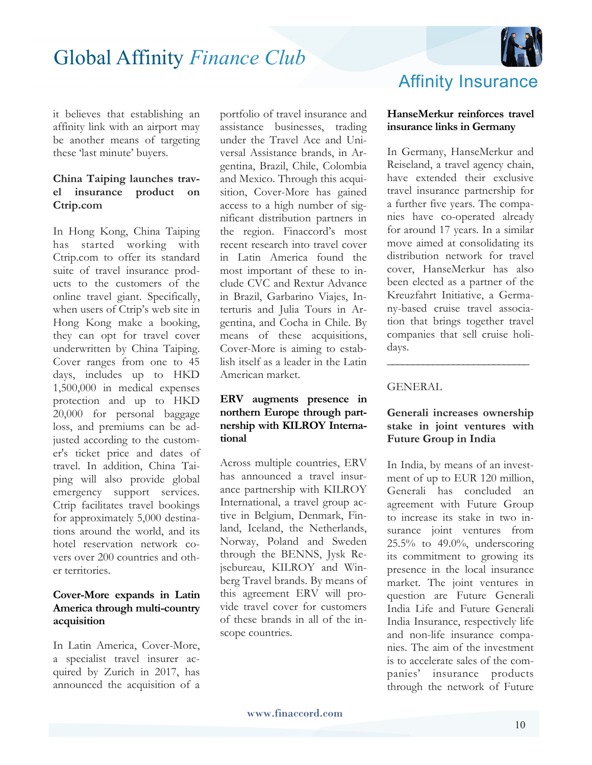it believes that establishing an affinity link with an airport may be another means of targeting these 'last minute' buyers.

**China Taiping launches travel insurance product on Ctrip.com**

In Hong Kong, China Taiping has started working with Ctrip.com to offer its standard suite of travel insurance products to the customers of the online travel giant. Specifically, when users of Ctrip's web site in Hong Kong make a booking, they can opt for travel cover underwritten by China Taiping. Cover ranges from one to 45 days, includes up to HKD 1,500,000 in medical expenses protection and up to HKD 20,000 for personal baggage loss, and premiums can be adjusted according to the customer's ticket price and dates of travel. In addition, China Taiping will also provide global emergency support services. Ctrip facilitates travel bookings for approximately 5,000 destinations around the world, and its hotel reservation network covers over 200 countries and other territories.

**Cover-More expands in Latin America through multi-country acquisition**

In Latin America, Cover-More, a specialist travel insurer acquired by Zurich in 2017, has announced the acquisition of a portfolio of travel insurance and assistance businesses, trading under the Travel Ace and Universal Assistance brands, in Argentina, Brazil, Chile, Colombia and Mexico. Through this acquisition, Cover-More has gained access to a high number of significant distribution partners in the region. Finaccord's most recent research into travel cover in Latin America found the most important of these to include CVC and Rextur Advance in Brazil, Garbarino Viajes, Interturis and Julia Tours in Argentina, and Cocha in Chile. By means of these acquisitions, Cover-More is aiming to establish itself as a leader in the Latin American market.

**ERV augments presence in northern Europe through partnership with KILROY International**

Across multiple countries, ERV has announced a travel insurance partnership with KILROY International, a travel group active in Belgium, Denmark, Finland, Iceland, the Netherlands, Norway, Poland and Sweden through the BENNS, Jysk Rejsebureau, KILROY and Winberg Travel brands. By means of this agreement ERV will provide travel cover for customers of these brands in all of the in-scope countries.

**HanseMerkur reinforces travel insurance links in Germany**

In Germany, HanseMerkur and Reiseland, a travel agency chain, have extended their exclusive travel insurance partnership for a further five years. The companies have co-operated already for around 17 years. In a similar move aimed at consolidating its distribution network for travel cover, HanseMerkur has also been elected as a partner of the Kreuzfahrt Initiative, a Germany-based cruise travel association that brings together travel companies that sell cruise holidays.

---

GENERAL

**Generali increases ownership stake in joint ventures with Future Group in India**

In India, by means of an investment of up to EUR 120 million, Generali has concluded an agreement with Future Group to increase its stake in two insurance joint ventures from 25.5% to 49.0%, underscoring its commitment to growing its presence in the local insurance market. The joint ventures in question are Future Generali India Life and Future Generali India Insurance, respectively life and non-life insurance companies. The aim of the investment is to accelerate sales of the companies' insurance products through the network of Future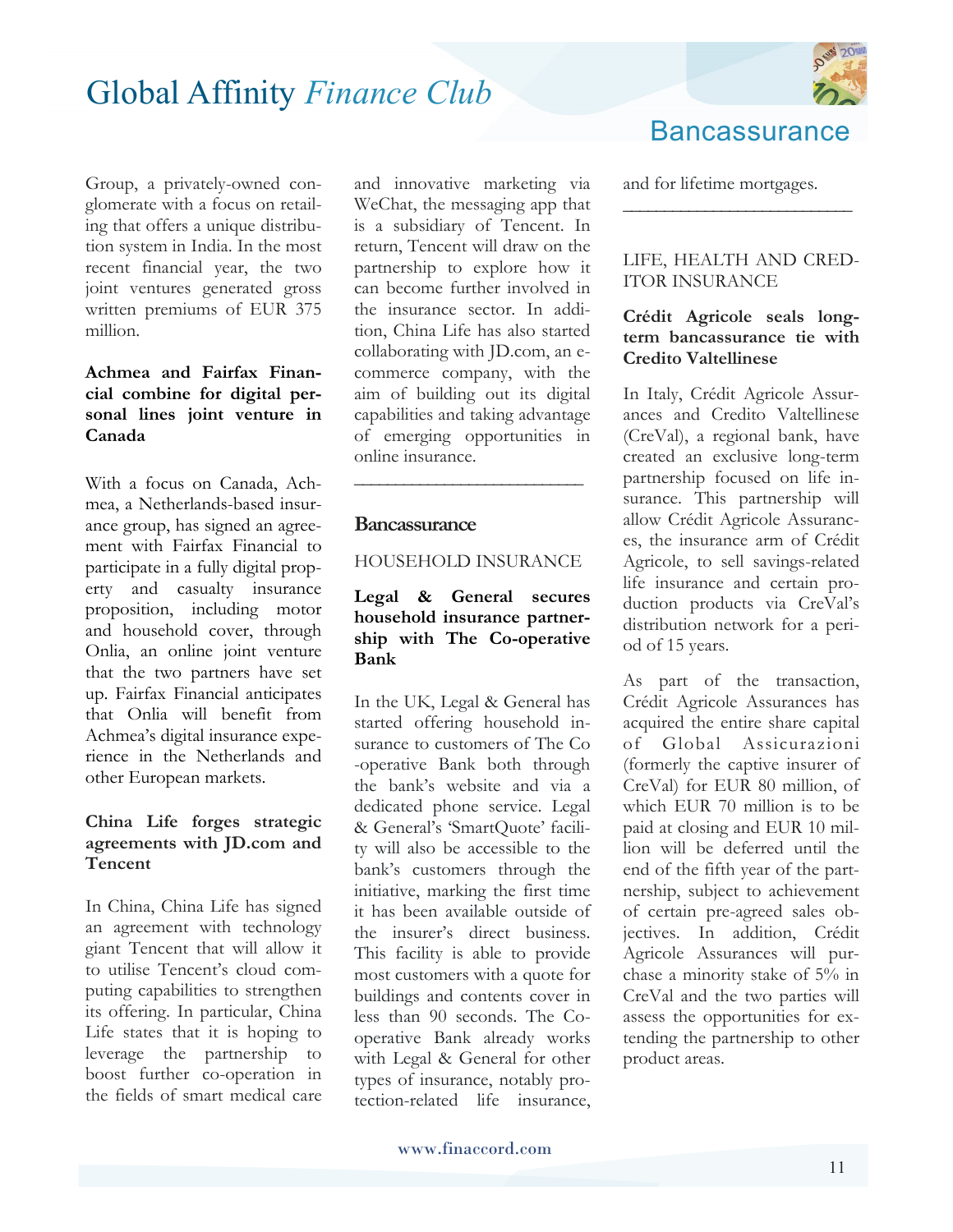Group, a privately-owned conglomerate with a focus on retailing that offers a unique distribution system in India. In the most recent financial year, the two joint ventures generated gross written premiums of EUR 375 million.

**Achmea and Fairfax Financial combine for digital personal lines joint venture in Canada**

With a focus on Canada, Achmea, a Netherlands-based insurance group, has signed an agreement with Fairfax Financial to participate in a fully digital property and casualty insurance proposition, including motor and household cover, through Onlia, an online joint venture that the two partners have set up. Fairfax Financial anticipates that Onlia will benefit from Achmea's digital insurance experience in the Netherlands and other European markets.

**China Life forges strategic agreements with JD.com and Tencent**

In China, China Life has signed an agreement with technology giant Tencent that will allow it to utilise Tencent's cloud computing capabilities to strengthen its offering. In particular, China Life states that it is hoping to leverage the partnership to boost further co-operation in the fields of smart medical care and innovative marketing via WeChat, the messaging app that is a subsidiary of Tencent. In return, Tencent will draw on the partnership to explore how it can become further involved in the insurance sector. In addition, China Life has also started collaborating with JD.com, an e-commerce company, with the aim of building out its digital capabilities and taking advantage of emerging opportunities in online insurance.

---

## Bancassurance

HOUSEHOLD INSURANCE

**Legal & General secures household insurance partnership with The Co-operative Bank**

In the UK, Legal & General has started offering household insurance to customers of The Co-operative Bank both through the bank's website and via a dedicated phone service. Legal & General's 'SmartQuote' facility will also be accessible to the bank's customers through the initiative, marking the first time it has been available outside of the insurer's direct business. This facility is able to provide most customers with a quote for buildings and contents cover in less than 90 seconds. The Co-operative Bank already works with Legal & General for other types of insurance, notably protection-related life insurance, and for lifetime mortgages.

---

LIFE, HEALTH AND CREDITOR INSURANCE

**Crédit Agricole seals long-term bancassurance tie with Credito Valtellinese**

In Italy, Crédit Agricole Assurances and Credito Valtellinese (CreVal), a regional bank, have created an exclusive long-term partnership focused on life insurance. This partnership will allow Crédit Agricole Assurances, the insurance arm of Crédit Agricole, to sell savings-related life insurance and certain production products via CreVal's distribution network for a period of 15 years.

As part of the transaction, Crédit Agricole Assurances has acquired the entire share capital of Global Assicurazioni (formerly the captive insurer of CreVal) for EUR 80 million, of which EUR 70 million is to be paid at closing and EUR 10 million will be deferred until the end of the fifth year of the partnership, subject to achievement of certain pre-agreed sales objectives. In addition, Crédit Agricole Assurances will purchase a minority stake of 5% in CreVal and the two parties will assess the opportunities for extending the partnership to other product areas.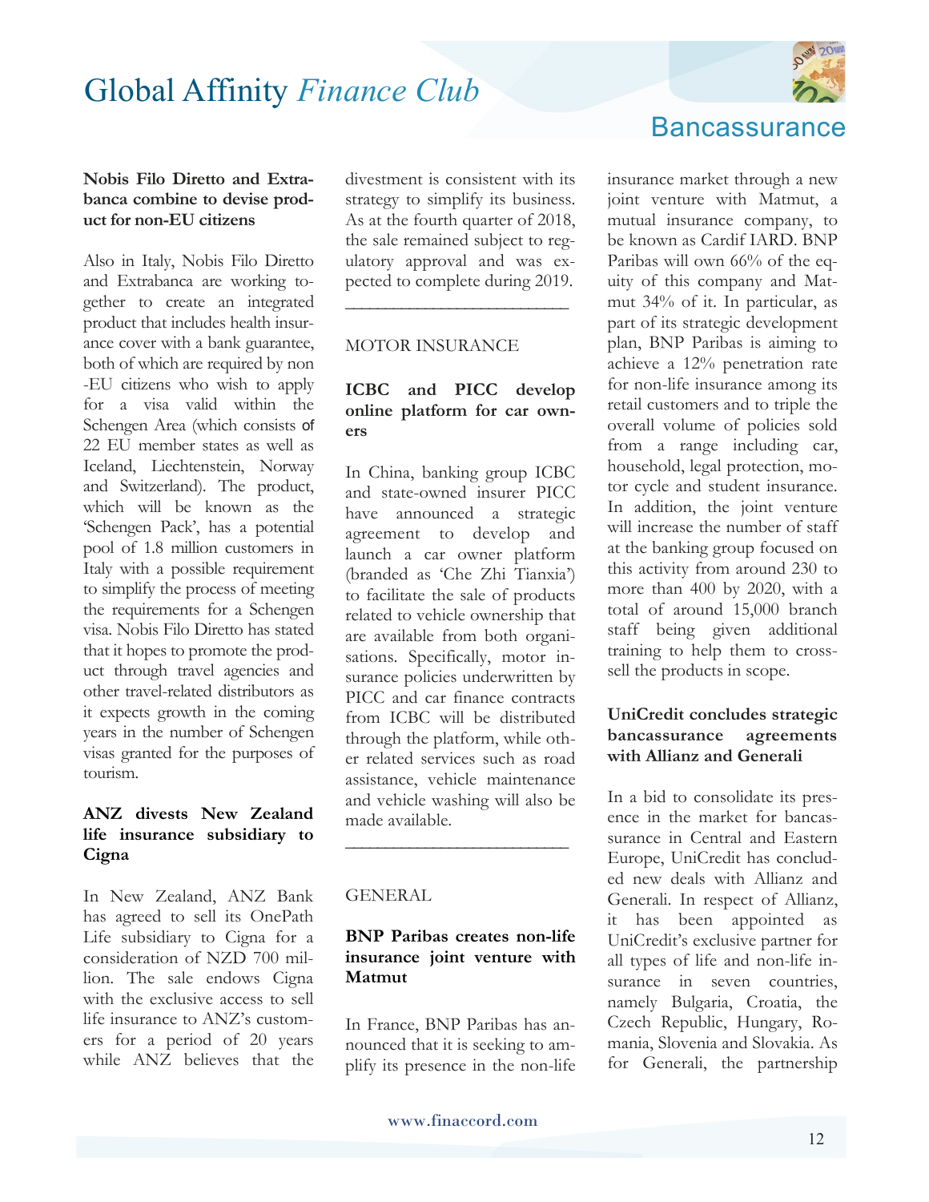### Nobis Filo Diretto and Extrabanca combine to devise product for non-EU citizens

Also in Italy, Nobis Filo Diretto and Extrabanca are working together to create an integrated product that includes health insurance cover with a bank guarantee, both of which are required by non-EU citizens who wish to apply for a visa valid within the Schengen Area (which consists of 22 EU member states as well as Iceland, Liechtenstein, Norway and Switzerland). The product, which will be known as the 'Schengen Pack', has a potential pool of 1.8 million customers in Italy with a possible requirement to simplify the process of meeting the requirements for a Schengen visa. Nobis Filo Diretto has stated that it hopes to promote the product through travel agencies and other travel-related distributors as it expects growth in the coming years in the number of Schengen visas granted for the purposes of tourism.

### ANZ divests New Zealand life insurance subsidiary to Cigna

In New Zealand, ANZ Bank has agreed to sell its OnePath Life subsidiary to Cigna for a consideration of NZD 700 million. The sale endows Cigna with the exclusive access to sell life insurance to ANZ's customers for a period of 20 years while ANZ believes that the divestment is consistent with its strategy to simplify its business. As at the fourth quarter of 2018, the sale remained subject to regulatory approval and was expected to complete during 2019.

---

MOTOR INSURANCE

### ICBC and PICC develop online platform for car owners

In China, banking group ICBC and state-owned insurer PICC have announced a strategic agreement to develop and launch a car owner platform (branded as 'Che Zhi Tianxia') to facilitate the sale of products related to vehicle ownership that are available from both organisations. Specifically, motor insurance policies underwritten by PICC and car finance contracts from ICBC will be distributed through the platform, while other related services such as road assistance, vehicle maintenance and vehicle washing will also be made available.

---

GENERAL

### BNP Paribas creates non-life insurance joint venture with Matmut

In France, BNP Paribas has announced that it is seeking to amplify its presence in the non-life insurance market through a new joint venture with Matmut, a mutual insurance company, to be known as Cardif IARD. BNP Paribas will own 66% of the equity of this company and Matmut 34% of it. In particular, as part of its strategic development plan, BNP Paribas is aiming to achieve a 12% penetration rate for non-life insurance among its retail customers and to triple the overall volume of policies sold from a range including car, household, legal protection, motor cycle and student insurance. In addition, the joint venture will increase the number of staff at the banking group focused on this activity from around 230 to more than 400 by 2020, with a total of around 15,000 branch staff being given additional training to help them to cross-sell the products in scope.

### UniCredit concludes strategic bancassurance agreements with Allianz and Generali

In a bid to consolidate its presence in the market for bancassurance in Central and Eastern Europe, UniCredit has concluded new deals with Allianz and Generali. In respect of Allianz, it has been appointed as UniCredit's exclusive partner for all types of life and non-life insurance in seven countries, namely Bulgaria, Croatia, the Czech Republic, Hungary, Romania, Slovenia and Slovakia. As for Generali, the partnership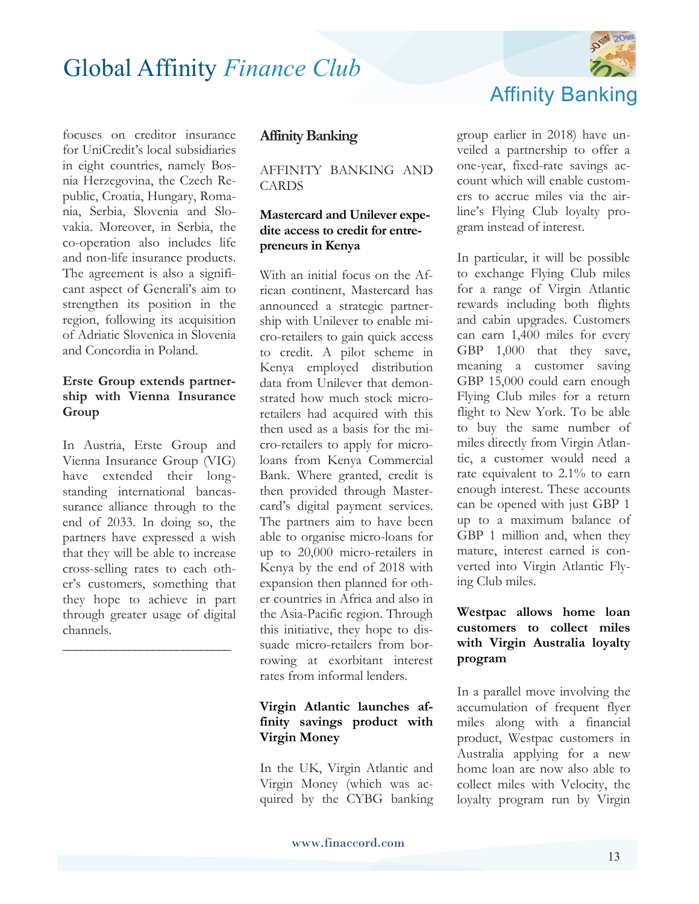focuses on creditor insurance for UniCredit's local subsidiaries in eight countries, namely Bosnia Herzegovina, the Czech Republic, Croatia, Hungary, Romania, Serbia, Slovenia and Slovakia. Moreover, in Serbia, the co-operation also includes life and non-life insurance products. The agreement is also a significant aspect of Generali's aim to strengthen its position in the region, following its acquisition of Adriatic Slovenica in Slovenia and Concordia in Poland.

**Erste Group extends partnership with Vienna Insurance Group**

In Austria, Erste Group and Vienna Insurance Group (VIG) have extended their longstanding international bancassurance alliance through to the end of 2033. In doing so, the partners have expressed a wish that they will be able to increase cross-selling rates to each other's customers, something that they hope to achieve in part through greater usage of digital channels.

---

## Affinity Banking

AFFINITY BANKING AND CARDS

**Mastercard and Unilever expedite access to credit for entrepreneurs in Kenya**

With an initial focus on the African continent, Mastercard has announced a strategic partnership with Unilever to enable micro-retailers to gain quick access to credit. A pilot scheme in Kenya employed distribution data from Unilever that demonstrated how much stock micro-retailers had acquired with this then used as a basis for the micro-retailers to apply for micro-loans from Kenya Commercial Bank. Where granted, credit is then provided through Mastercard's digital payment services. The partners aim to have been able to organise micro-loans for up to 20,000 micro-retailers in Kenya by the end of 2018 with expansion then planned for other countries in Africa and also in the Asia-Pacific region. Through this initiative, they hope to dissuade micro-retailers from borrowing at exorbitant interest rates from informal lenders.

**Virgin Atlantic launches affinity savings product with Virgin Money**

In the UK, Virgin Atlantic and Virgin Money (which was acquired by the CYBG banking group earlier in 2018) have unveiled a partnership to offer a one-year, fixed-rate savings account which will enable customers to accrue miles via the airline's Flying Club loyalty program instead of interest.

In particular, it will be possible to exchange Flying Club miles for a range of Virgin Atlantic rewards including both flights and cabin upgrades. Customers can earn 1,400 miles for every GBP 1,000 that they save, meaning a customer saving GBP 15,000 could earn enough Flying Club miles for a return flight to New York. To be able to buy the same number of miles directly from Virgin Atlantic, a customer would need a rate equivalent to 2.1% to earn enough interest. These accounts can be opened with just GBP 1 up to a maximum balance of GBP 1 million and, when they mature, interest earned is converted into Virgin Atlantic Flying Club miles.

**Westpac allows home loan customers to collect miles with Virgin Australia loyalty program**

In a parallel move involving the accumulation of frequent flyer miles along with a financial product, Westpac customers in Australia applying for a new home loan are now also able to collect miles with Velocity, the loyalty program run by Virgin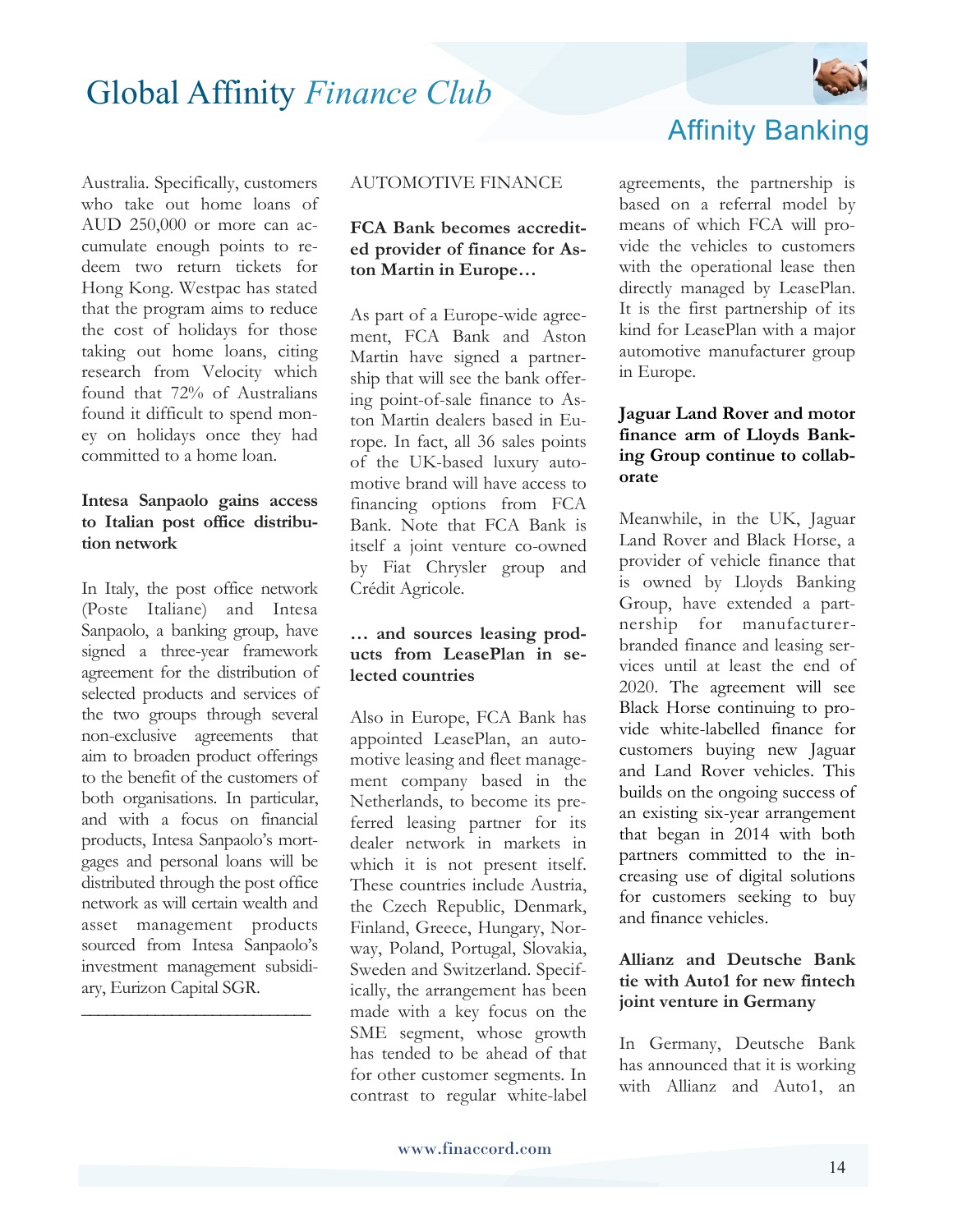Australia. Specifically, customers who take out home loans of AUD 250,000 or more can accumulate enough points to redeem two return tickets for Hong Kong. Westpac has stated that the program aims to reduce the cost of holidays for those taking out home loans, citing research from Velocity which found that 72% of Australians found it difficult to spend money on holidays once they had committed to a home loan.

**Intesa Sanpaolo gains access to Italian post office distribution network**

In Italy, the post office network (Poste Italiane) and Intesa Sanpaolo, a banking group, have signed a three-year framework agreement for the distribution of selected products and services of the two groups through several non-exclusive agreements that aim to broaden product offerings to the benefit of the customers of both organisations. In particular, and with a focus on financial products, Intesa Sanpaolo's mortgages and personal loans will be distributed through the post office network as will certain wealth and asset management products sourced from Intesa Sanpaolo's investment management subsidiary, Eurizon Capital SGR.

---

AUTOMOTIVE FINANCE

**FCA Bank becomes accredited provider of finance for Aston Martin in Europe…**

As part of a Europe-wide agreement, FCA Bank and Aston Martin have signed a partnership that will see the bank offering point-of-sale finance to Aston Martin dealers based in Europe. In fact, all 36 sales points of the UK-based luxury automotive brand will have access to financing options from FCA Bank. Note that FCA Bank is itself a joint venture co-owned by Fiat Chrysler group and Crédit Agricole.

**… and sources leasing products from LeasePlan in selected countries**

Also in Europe, FCA Bank has appointed LeasePlan, an automotive leasing and fleet management company based in the Netherlands, to become its preferred leasing partner for its dealer network in markets in which it is not present itself. These countries include Austria, the Czech Republic, Denmark, Finland, Greece, Hungary, Norway, Poland, Portugal, Slovakia, Sweden and Switzerland. Specifically, the arrangement has been made with a key focus on the SME segment, whose growth has tended to be ahead of that for other customer segments. In contrast to regular white-label agreements, the partnership is based on a referral model by means of which FCA will provide the vehicles to customers with the operational lease then directly managed by LeasePlan. It is the first partnership of its kind for LeasePlan with a major automotive manufacturer group in Europe.

**Jaguar Land Rover and motor finance arm of Lloyds Banking Group continue to collaborate**

Meanwhile, in the UK, Jaguar Land Rover and Black Horse, a provider of vehicle finance that is owned by Lloyds Banking Group, have extended a partnership for manufacturer-branded finance and leasing services until at least the end of 2020. The agreement will see Black Horse continuing to provide white-labelled finance for customers buying new Jaguar and Land Rover vehicles. This builds on the ongoing success of an existing six-year arrangement that began in 2014 with both partners committed to the increasing use of digital solutions for customers seeking to buy and finance vehicles.

**Allianz and Deutsche Bank tie with Auto1 for new fintech joint venture in Germany**

In Germany, Deutsche Bank has announced that it is working with Allianz and Auto1, an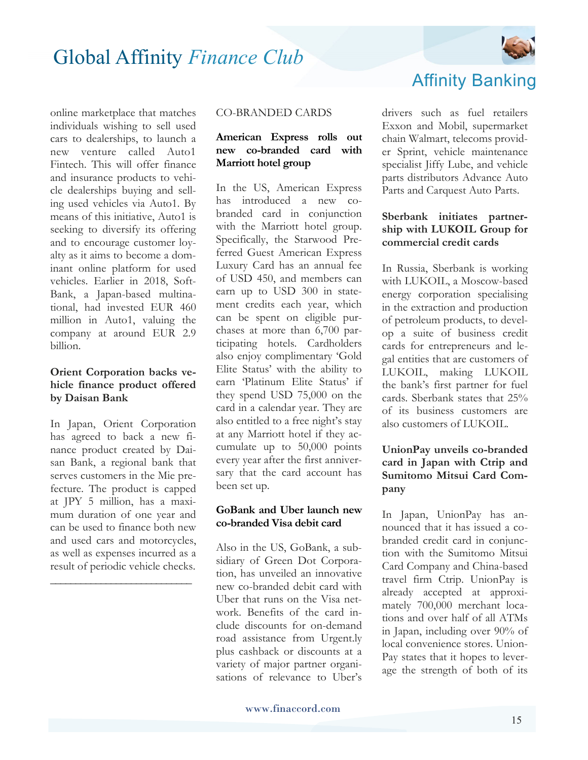online marketplace that matches individuals wishing to sell used cars to dealerships, to launch a new venture called Auto1 Fintech. This will offer finance and insurance products to vehicle dealerships buying and selling used vehicles via Auto1. By means of this initiative, Auto1 is seeking to diversify its offering and to encourage customer loyalty as it aims to become a dominant online platform for used vehicles. Earlier in 2018, SoftBank, a Japan-based multinational, had invested EUR 460 million in Auto1, valuing the company at around EUR 2.9 billion.

**Orient Corporation backs vehicle finance product offered by Daisan Bank**

In Japan, Orient Corporation has agreed to back a new finance product created by Daisan Bank, a regional bank that serves customers in the Mie prefecture. The product is capped at JPY 5 million, has a maximum duration of one year and can be used to finance both new and used cars and motorcycles, as well as expenses incurred as a result of periodic vehicle checks.

---

## CO-BRANDED CARDS

**American Express rolls out new co-branded card with Marriott hotel group**

In the US, American Express has introduced a new co-branded card in conjunction with the Marriott hotel group. Specifically, the Starwood Preferred Guest American Express Luxury Card has an annual fee of USD 450, and members can earn up to USD 300 in statement credits each year, which can be spent on eligible purchases at more than 6,700 participating hotels. Cardholders also enjoy complimentary 'Gold Elite Status' with the ability to earn 'Platinum Elite Status' if they spend USD 75,000 on the card in a calendar year. They are also entitled to a free night's stay at any Marriott hotel if they accumulate up to 50,000 points every year after the first anniversary that the card account has been set up.

**GoBank and Uber launch new co-branded Visa debit card**

Also in the US, GoBank, a subsidiary of Green Dot Corporation, has unveiled an innovative new co-branded debit card with Uber that runs on the Visa network. Benefits of the card include discounts for on-demand road assistance from Urgent.ly plus cashback or discounts at a variety of major partner organisations of relevance to Uber's drivers such as fuel retailers Exxon and Mobil, supermarket chain Walmart, telecoms provider Sprint, vehicle maintenance specialist Jiffy Lube, and vehicle parts distributors Advance Auto Parts and Carquest Auto Parts.

**Sberbank initiates partnership with LUKOIL Group for commercial credit cards**

In Russia, Sberbank is working with LUKOIL, a Moscow-based energy corporation specialising in the extraction and production of petroleum products, to develop a suite of business credit cards for entrepreneurs and legal entities that are customers of LUKOIL, making LUKOIL the bank's first partner for fuel cards. Sberbank states that 25% of its business customers are also customers of LUKOIL.

**UnionPay unveils co-branded card in Japan with Ctrip and Sumitomo Mitsui Card Company**

In Japan, UnionPay has announced that it has issued a co-branded credit card in conjunction with the Sumitomo Mitsui Card Company and China-based travel firm Ctrip. UnionPay is already accepted at approximately 700,000 merchant locations and over half of all ATMs in Japan, including over 90% of local convenience stores. UnionPay states that it hopes to leverage the strength of both of its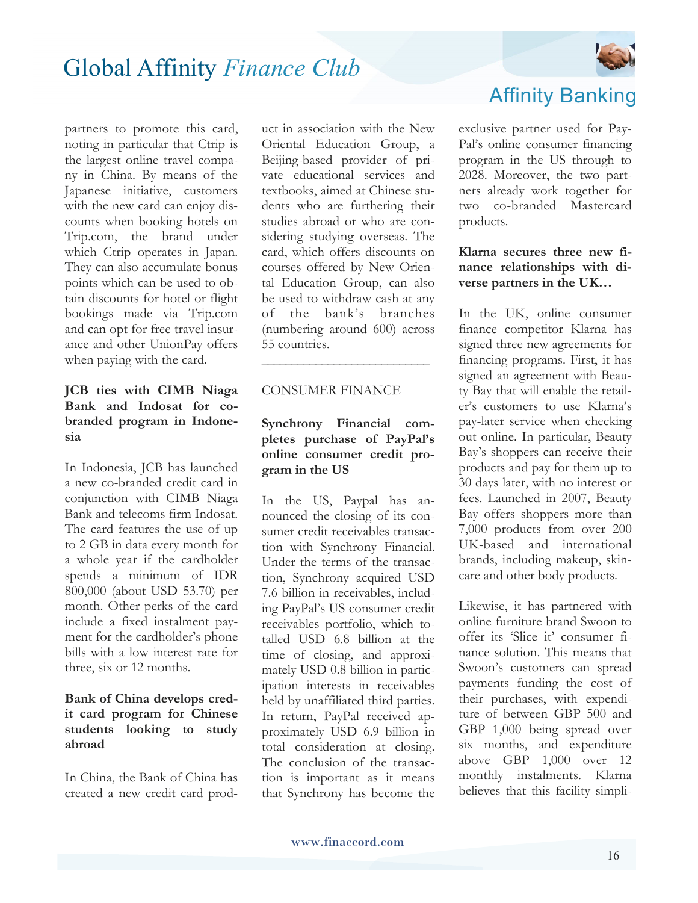partners to promote this card, noting in particular that Ctrip is the largest online travel company in China. By means of the Japanese initiative, customers with the new card can enjoy discounts when booking hotels on Trip.com, the brand under which Ctrip operates in Japan. They can also accumulate bonus points which can be used to obtain discounts for hotel or flight bookings made via Trip.com and can opt for free travel insurance and other UnionPay offers when paying with the card.

**JCB ties with CIMB Niaga Bank and Indosat for co-branded program in Indonesia**

In Indonesia, JCB has launched a new co-branded credit card in conjunction with CIMB Niaga Bank and telecoms firm Indosat. The card features the use of up to 2 GB in data every month for a whole year if the cardholder spends a minimum of IDR 800,000 (about USD 53.70) per month. Other perks of the card include a fixed instalment payment for the cardholder's phone bills with a low interest rate for three, six or 12 months.

**Bank of China develops credit card program for Chinese students looking to study abroad**

In China, the Bank of China has created a new credit card product in association with the New Oriental Education Group, a Beijing-based provider of private educational services and textbooks, aimed at Chinese students who are furthering their studies abroad or who are considering studying overseas. The card, which offers discounts on courses offered by New Oriental Education Group, can also be used to withdraw cash at any of the bank's branches (numbering around 600) across 55 countries.

---

CONSUMER FINANCE

**Synchrony Financial completes purchase of PayPal's online consumer credit program in the US**

In the US, Paypal has announced the closing of its consumer credit receivables transaction with Synchrony Financial. Under the terms of the transaction, Synchrony acquired USD 7.6 billion in receivables, including PayPal's US consumer credit receivables portfolio, which totalled USD 6.8 billion at the time of closing, and approximately USD 0.8 billion in participation interests in receivables held by unaffiliated third parties. In return, PayPal received approximately USD 6.9 billion in total consideration at closing. The conclusion of the transaction is important as it means that Synchrony has become the exclusive partner used for PayPal's online consumer financing program in the US through to 2028. Moreover, the two partners already work together for two co-branded Mastercard products.

**Klarna secures three new finance relationships with diverse partners in the UK…**

In the UK, online consumer finance competitor Klarna has signed three new agreements for financing programs. First, it has signed an agreement with Beauty Bay that will enable the retailer's customers to use Klarna's pay-later service when checking out online. In particular, Beauty Bay's shoppers can receive their products and pay for them up to 30 days later, with no interest or fees. Launched in 2007, Beauty Bay offers shoppers more than 7,000 products from over 200 UK-based and international brands, including makeup, skincare and other body products.

Likewise, it has partnered with online furniture brand Swoon to offer its 'Slice it' consumer finance solution. This means that Swoon's customers can spread payments funding the cost of their purchases, with expenditure of between GBP 500 and GBP 1,000 being spread over six months, and expenditure above GBP 1,000 over 12 monthly instalments. Klarna believes that this facility simpli-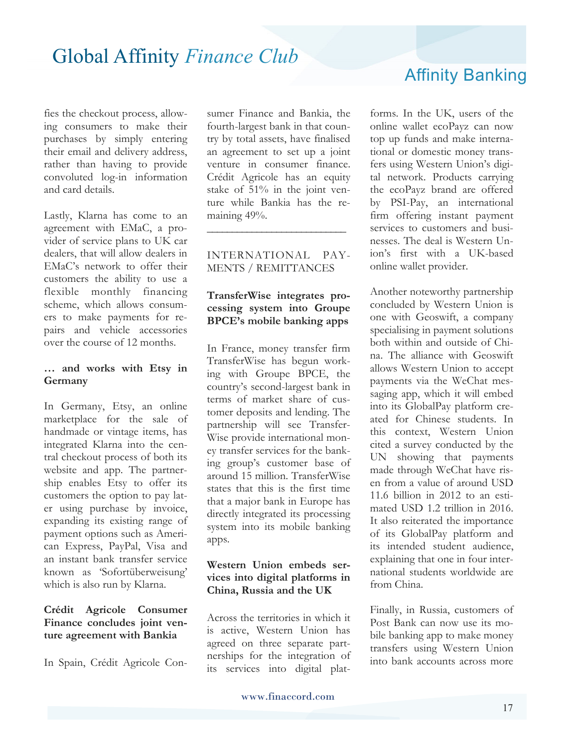fies the checkout process, allowing consumers to make their purchases by simply entering their email and delivery address, rather than having to provide convoluted log-in information and card details.

Lastly, Klarna has come to an agreement with EMaC, a provider of service plans to UK car dealers, that will allow dealers in EMaC's network to offer their customers the ability to use a flexible monthly financing scheme, which allows consumers to make payments for repairs and vehicle accessories over the course of 12 months.

**… and works with Etsy in Germany**

In Germany, Etsy, an online marketplace for the sale of handmade or vintage items, has integrated Klarna into the central checkout process of both its website and app. The partnership enables Etsy to offer its customers the option to pay later using purchase by invoice, expanding its existing range of payment options such as American Express, PayPal, Visa and an instant bank transfer service known as 'Sofortüberweisung' which is also run by Klarna.

**Crédit Agricole Consumer Finance concludes joint venture agreement with Bankia**

In Spain, Crédit Agricole Consumer Finance and Bankia, the fourth-largest bank in that country by total assets, have finalised an agreement to set up a joint venture in consumer finance. Crédit Agricole has an equity stake of 51% in the joint venture while Bankia has the remaining 49%.

---

## INTERNATIONAL PAYMENTS / REMITTANCES

**TransferWise integrates processing system into Groupe BPCE's mobile banking apps**

In France, money transfer firm TransferWise has begun working with Groupe BPCE, the country's second-largest bank in terms of market share of customer deposits and lending. The partnership will see TransferWise provide international money transfer services for the banking group's customer base of around 15 million. TransferWise states that this is the first time that a major bank in Europe has directly integrated its processing system into its mobile banking apps.

**Western Union embeds services into digital platforms in China, Russia and the UK**

Across the territories in which it is active, Western Union has agreed on three separate partnerships for the integration of its services into digital platforms. In the UK, users of the online wallet ecoPayz can now top up funds and make international or domestic money transfers using Western Union's digital network. Products carrying the ecoPayz brand are offered by PSI-Pay, an international firm offering instant payment services to customers and businesses. The deal is Western Union's first with a UK-based online wallet provider.

Another noteworthy partnership concluded by Western Union is one with Geoswift, a company specialising in payment solutions both within and outside of China. The alliance with Geoswift allows Western Union to accept payments via the WeChat messaging app, which it will embed into its GlobalPay platform created for Chinese students. In this context, Western Union cited a survey conducted by the UN showing that payments made through WeChat have risen from a value of around USD 11.6 billion in 2012 to an estimated USD 1.2 trillion in 2016. It also reiterated the importance of its GlobalPay platform and its intended student audience, explaining that one in four international students worldwide are from China.

Finally, in Russia, customers of Post Bank can now use its mobile banking app to make money transfers using Western Union into bank accounts across more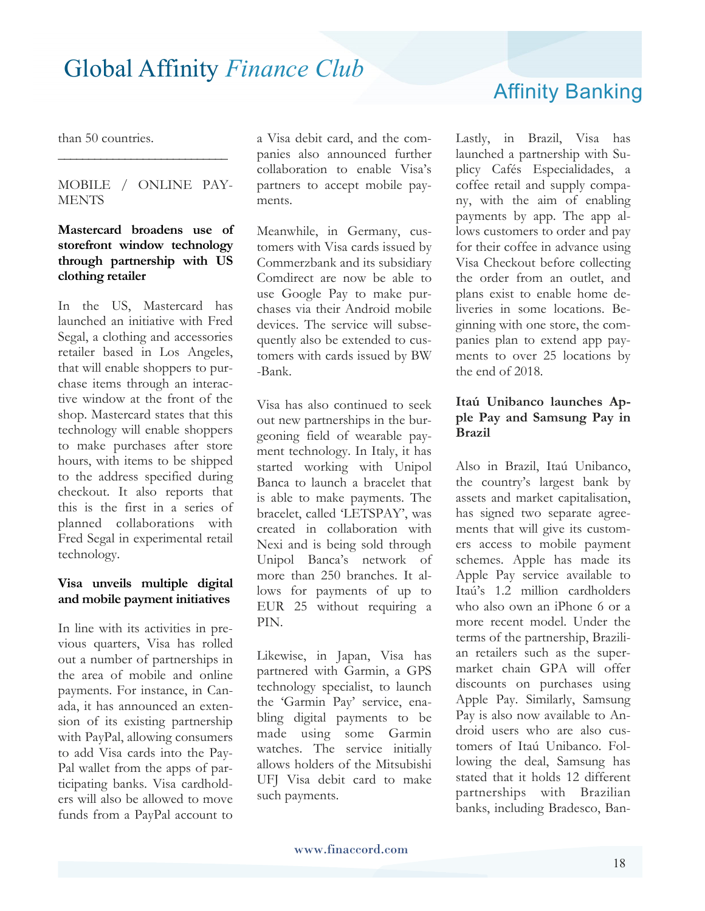than 50 countries.

---

MOBILE / ONLINE PAYMENTS

**Mastercard broadens use of storefront window technology through partnership with US clothing retailer**

In the US, Mastercard has launched an initiative with Fred Segal, a clothing and accessories retailer based in Los Angeles, that will enable shoppers to purchase items through an interactive window at the front of the shop. Mastercard states that this technology will enable shoppers to make purchases after store hours, with items to be shipped to the address specified during checkout. It also reports that this is the first in a series of planned collaborations with Fred Segal in experimental retail technology.

**Visa unveils multiple digital and mobile payment initiatives**

In line with its activities in previous quarters, Visa has rolled out a number of partnerships in the area of mobile and online payments. For instance, in Canada, it has announced an extension of its existing partnership with PayPal, allowing consumers to add Visa cards into the PayPal wallet from the apps of participating banks. Visa cardholders will also be allowed to move funds from a PayPal account to a Visa debit card, and the companies also announced further collaboration to enable Visa's partners to accept mobile payments.

Meanwhile, in Germany, customers with Visa cards issued by Commerzbank and its subsidiary Comdirect are now be able to use Google Pay to make purchases via their Android mobile devices. The service will subsequently also be extended to customers with cards issued by BW-Bank.

Visa has also continued to seek out new partnerships in the burgeoning field of wearable payment technology. In Italy, it has started working with Unipol Banca to launch a bracelet that is able to make payments. The bracelet, called 'LETSPAY', was created in collaboration with Nexi and is being sold through Unipol Banca's network of more than 250 branches. It allows for payments of up to EUR 25 without requiring a PIN.

Likewise, in Japan, Visa has partnered with Garmin, a GPS technology specialist, to launch the 'Garmin Pay' service, enabling digital payments to be made using some Garmin watches. The service initially allows holders of the Mitsubishi UFJ Visa debit card to make such payments.

Lastly, in Brazil, Visa has launched a partnership with Suplicy Cafés Especialidades, a coffee retail and supply company, with the aim of enabling payments by app. The app allows customers to order and pay for their coffee in advance using Visa Checkout before collecting the order from an outlet, and plans exist to enable home deliveries in some locations. Beginning with one store, the companies plan to extend app payments to over 25 locations by the end of 2018.

**Itaú Unibanco launches Apple Pay and Samsung Pay in Brazil**

Also in Brazil, Itaú Unibanco, the country's largest bank by assets and market capitalisation, has signed two separate agreements that will give its customers access to mobile payment schemes. Apple has made its Apple Pay service available to Itaú's 1.2 million cardholders who also own an iPhone 6 or a more recent model. Under the terms of the partnership, Brazilian retailers such as the supermarket chain GPA will offer discounts on purchases using Apple Pay. Similarly, Samsung Pay is also now available to Android users who are also customers of Itaú Unibanco. Following the deal, Samsung has stated that it holds 12 different partnerships with Brazilian banks, including Bradesco, Ban-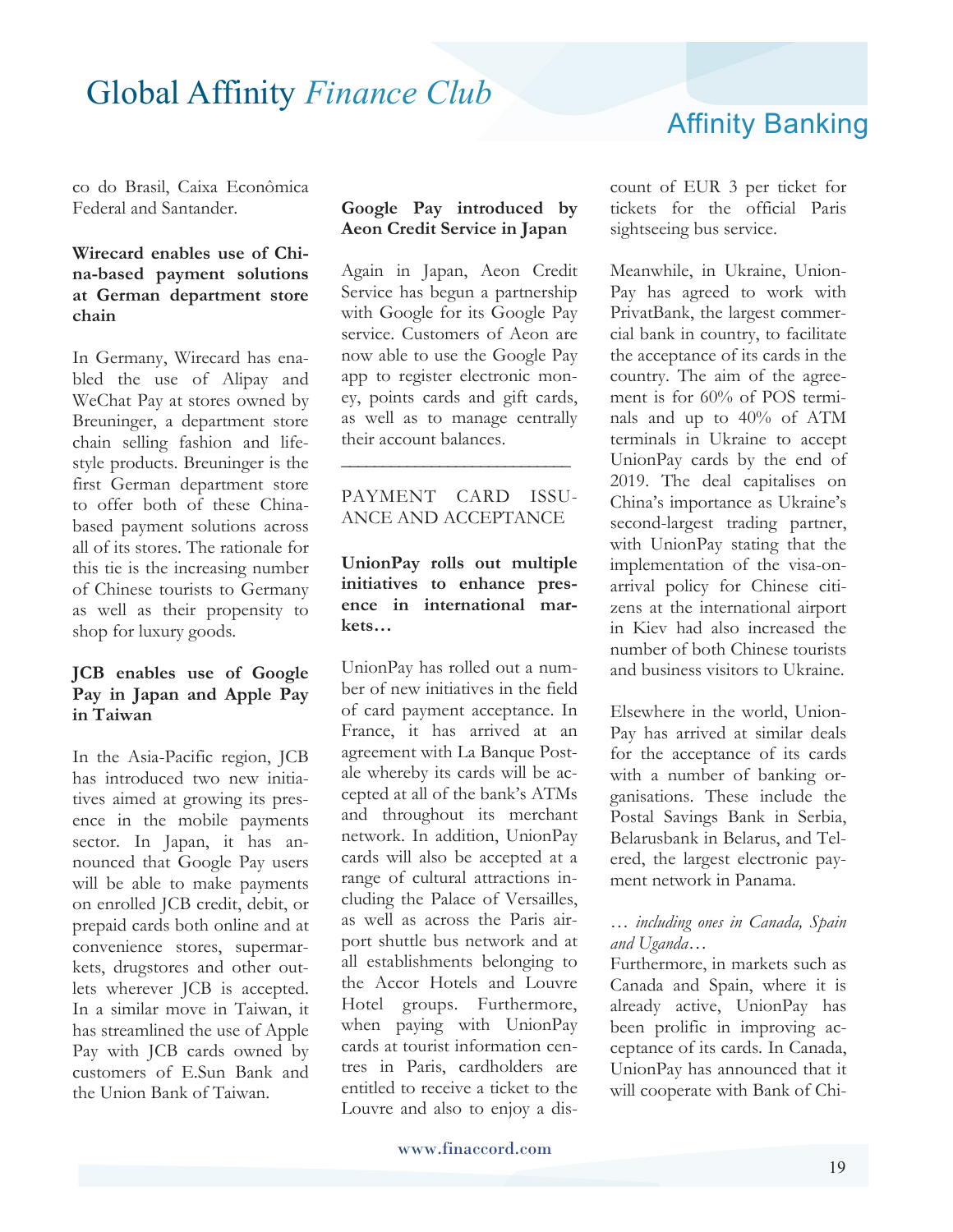co do Brasil, Caixa Econômica Federal and Santander.

**Wirecard enables use of China-based payment solutions at German department store chain**

In Germany, Wirecard has enabled the use of Alipay and WeChat Pay at stores owned by Breuninger, a department store chain selling fashion and lifestyle products. Breuninger is the first German department store to offer both of these China-based payment solutions across all of its stores. The rationale for this tie is the increasing number of Chinese tourists to Germany as well as their propensity to shop for luxury goods.

**JCB enables use of Google Pay in Japan and Apple Pay in Taiwan**

In the Asia-Pacific region, JCB has introduced two new initiatives aimed at growing its presence in the mobile payments sector. In Japan, it has announced that Google Pay users will be able to make payments on enrolled JCB credit, debit, or prepaid cards both online and at convenience stores, supermarkets, drugstores and other outlets wherever JCB is accepted. In a similar move in Taiwan, it has streamlined the use of Apple Pay with JCB cards owned by customers of E.Sun Bank and the Union Bank of Taiwan.

**Google Pay introduced by Aeon Credit Service in Japan**

Again in Japan, Aeon Credit Service has begun a partnership with Google for its Google Pay service. Customers of Aeon are now able to use the Google Pay app to register electronic money, points cards and gift cards, as well as to manage centrally their account balances.

---

## PAYMENT CARD ISSUANCE AND ACCEPTANCE

**UnionPay rolls out multiple initiatives to enhance presence in international markets…**

UnionPay has rolled out a number of new initiatives in the field of card payment acceptance. In France, it has arrived at an agreement with La Banque Postale whereby its cards will be accepted at all of the bank's ATMs and throughout its merchant network. In addition, UnionPay cards will also be accepted at a range of cultural attractions including the Palace of Versailles, as well as across the Paris airport shuttle bus network and at all establishments belonging to the Accor Hotels and Louvre Hotel groups. Furthermore, when paying with UnionPay cards at tourist information centres in Paris, cardholders are entitled to receive a ticket to the Louvre and also to enjoy a discount of EUR 3 per ticket for tickets for the official Paris sightseeing bus service.

Meanwhile, in Ukraine, UnionPay has agreed to work with PrivatBank, the largest commercial bank in country, to facilitate the acceptance of its cards in the country. The aim of the agreement is for 60% of POS terminals and up to 40% of ATM terminals in Ukraine to accept UnionPay cards by the end of 2019. The deal capitalises on China's importance as Ukraine's second-largest trading partner, with UnionPay stating that the implementation of the visa-on-arrival policy for Chinese citizens at the international airport in Kiev had also increased the number of both Chinese tourists and business visitors to Ukraine.

Elsewhere in the world, UnionPay has arrived at similar deals for the acceptance of its cards with a number of banking organisations. These include the Postal Savings Bank in Serbia, Belarusbank in Belarus, and Telered, the largest electronic payment network in Panama.

*… including ones in Canada, Spain and Uganda…*

Furthermore, in markets such as Canada and Spain, where it is already active, UnionPay has been prolific in improving acceptance of its cards. In Canada, UnionPay has announced that it will cooperate with Bank of Chi-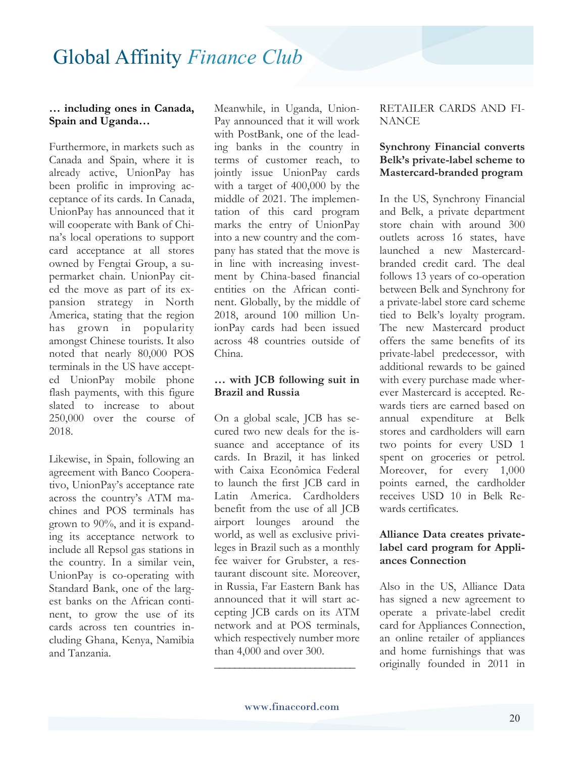**… including ones in Canada, Spain and Uganda…**

Furthermore, in markets such as Canada and Spain, where it is already active, UnionPay has been prolific in improving acceptance of its cards. In Canada, UnionPay has announced that it will cooperate with Bank of China's local operations to support card acceptance at all stores owned by Fengtai Group, a supermarket chain. UnionPay cited the move as part of its expansion strategy in North America, stating that the region has grown in popularity amongst Chinese tourists. It also noted that nearly 80,000 POS terminals in the US have accepted UnionPay mobile phone flash payments, with this figure slated to increase to about 250,000 over the course of 2018.

Likewise, in Spain, following an agreement with Banco Cooperativo, UnionPay's acceptance rate across the country's ATM machines and POS terminals has grown to 90%, and it is expanding its acceptance network to include all Repsol gas stations in the country. In a similar vein, UnionPay is co-operating with Standard Bank, one of the largest banks on the African continent, to grow the use of its cards across ten countries including Ghana, Kenya, Namibia and Tanzania.

Meanwhile, in Uganda, UnionPay announced that it will work with PostBank, one of the leading banks in the country in terms of customer reach, to jointly issue UnionPay cards with a target of 400,000 by the middle of 2021. The implementation of this card program marks the entry of UnionPay into a new country and the company has stated that the move is in line with increasing investment by China-based financial entities on the African continent. Globally, by the middle of 2018, around 100 million UnionPay cards had been issued across 48 countries outside of China.

**… with JCB following suit in Brazil and Russia**

On a global scale, JCB has secured two new deals for the issuance and acceptance of its cards. In Brazil, it has linked with Caixa Econômica Federal to launch the first JCB card in Latin America. Cardholders benefit from the use of all JCB airport lounges around the world, as well as exclusive privileges in Brazil such as a monthly fee waiver for Grubster, a restaurant discount site. Moreover, in Russia, Far Eastern Bank has announced that it will start accepting JCB cards on its ATM network and at POS terminals, which respectively number more than 4,000 and over 300.

---

RETAILER CARDS AND FINANCE

**Synchrony Financial converts Belk's private-label scheme to Mastercard-branded program**

In the US, Synchrony Financial and Belk, a private department store chain with around 300 outlets across 16 states, have launched a new Mastercard-branded credit card. The deal follows 13 years of co-operation between Belk and Synchrony for a private-label store card scheme tied to Belk's loyalty program. The new Mastercard product offers the same benefits of its private-label predecessor, with additional rewards to be gained with every purchase made wherever Mastercard is accepted. Rewards tiers are earned based on annual expenditure at Belk stores and cardholders will earn two points for every USD 1 spent on groceries or petrol. Moreover, for every 1,000 points earned, the cardholder receives USD 10 in Belk Rewards certificates.

**Alliance Data creates private-label card program for Appliances Connection**

Also in the US, Alliance Data has signed a new agreement to operate a private-label credit card for Appliances Connection, an online retailer of appliances and home furnishings that was originally founded in 2011 in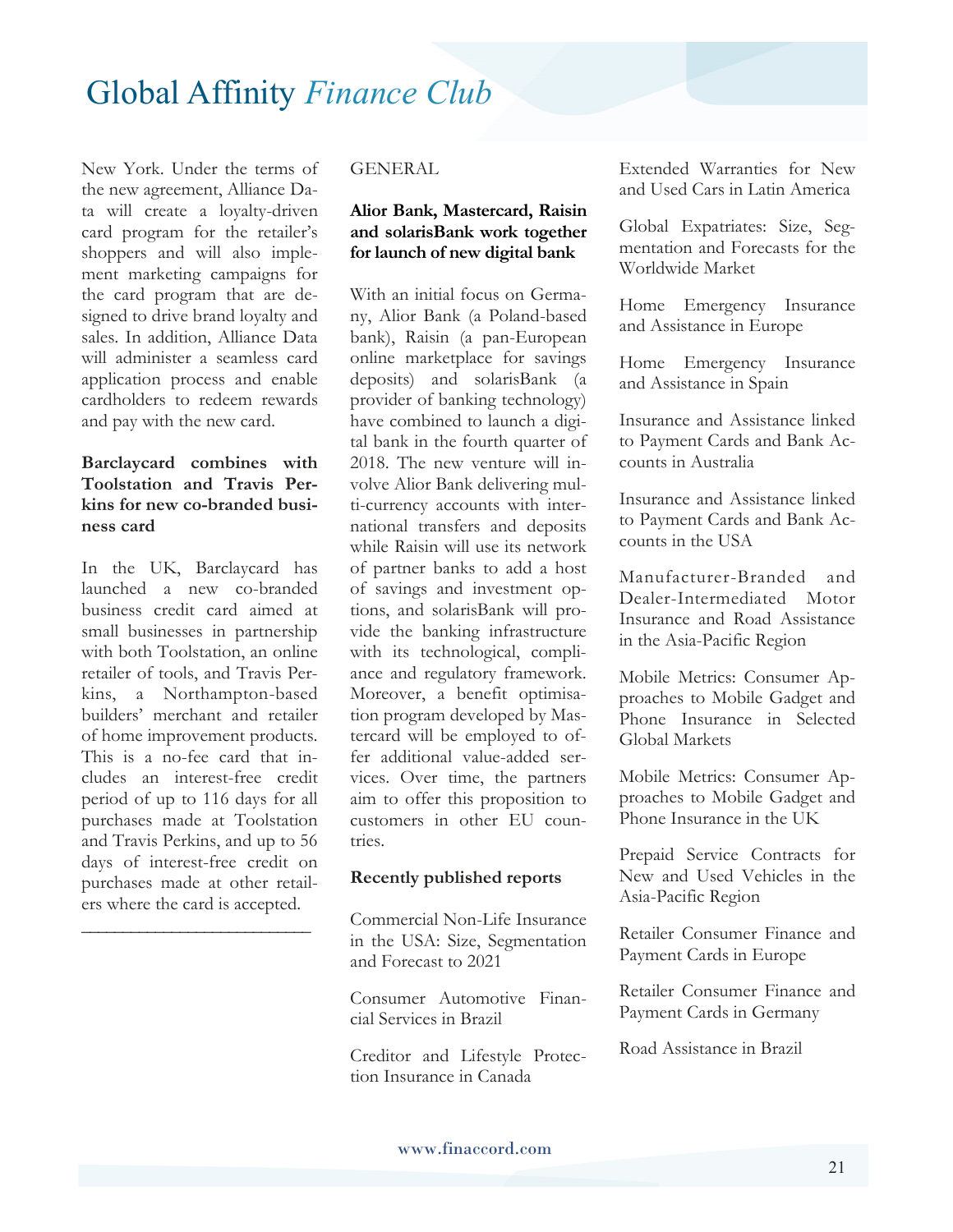New York. Under the terms of the new agreement, Alliance Data will create a loyalty-driven card program for the retailer's shoppers and will also implement marketing campaigns for the card program that are designed to drive brand loyalty and sales. In addition, Alliance Data will administer a seamless card application process and enable cardholders to redeem rewards and pay with the new card.

**Barclaycard combines with Toolstation and Travis Perkins for new co-branded business card**

In the UK, Barclaycard has launched a new co-branded business credit card aimed at small businesses in partnership with both Toolstation, an online retailer of tools, and Travis Perkins, a Northampton-based builders' merchant and retailer of home improvement products. This is a no-fee card that includes an interest-free credit period of up to 116 days for all purchases made at Toolstation and Travis Perkins, and up to 56 days of interest-free credit on purchases made at other retailers where the card is accepted.

---

GENERAL

**Alior Bank, Mastercard, Raisin and solarisBank work together for launch of new digital bank**

With an initial focus on Germany, Alior Bank (a Poland-based bank), Raisin (a pan-European online marketplace for savings deposits) and solarisBank (a provider of banking technology) have combined to launch a digital bank in the fourth quarter of 2018. The new venture will involve Alior Bank delivering multi-currency accounts with international transfers and deposits while Raisin will use its network of partner banks to add a host of savings and investment options, and solarisBank will provide the banking infrastructure with its technological, compliance and regulatory framework. Moreover, a benefit optimisation program developed by Mastercard will be employed to offer additional value-added services. Over time, the partners aim to offer this proposition to customers in other EU countries.

**Recently published reports**

Commercial Non-Life Insurance in the USA: Size, Segmentation and Forecast to 2021

Consumer Automotive Financial Services in Brazil

Creditor and Lifestyle Protection Insurance in Canada

Extended Warranties for New and Used Cars in Latin America

Global Expatriates: Size, Segmentation and Forecasts for the Worldwide Market

Home Emergency Insurance and Assistance in Europe

Home Emergency Insurance and Assistance in Spain

Insurance and Assistance linked to Payment Cards and Bank Accounts in Australia

Insurance and Assistance linked to Payment Cards and Bank Accounts in the USA

Manufacturer-Branded and Dealer-Intermediated Motor Insurance and Road Assistance in the Asia-Pacific Region

Mobile Metrics: Consumer Approaches to Mobile Gadget and Phone Insurance in Selected Global Markets

Mobile Metrics: Consumer Approaches to Mobile Gadget and Phone Insurance in the UK

Prepaid Service Contracts for New and Used Vehicles in the Asia-Pacific Region

Retailer Consumer Finance and Payment Cards in Europe

Retailer Consumer Finance and Payment Cards in Germany

Road Assistance in Brazil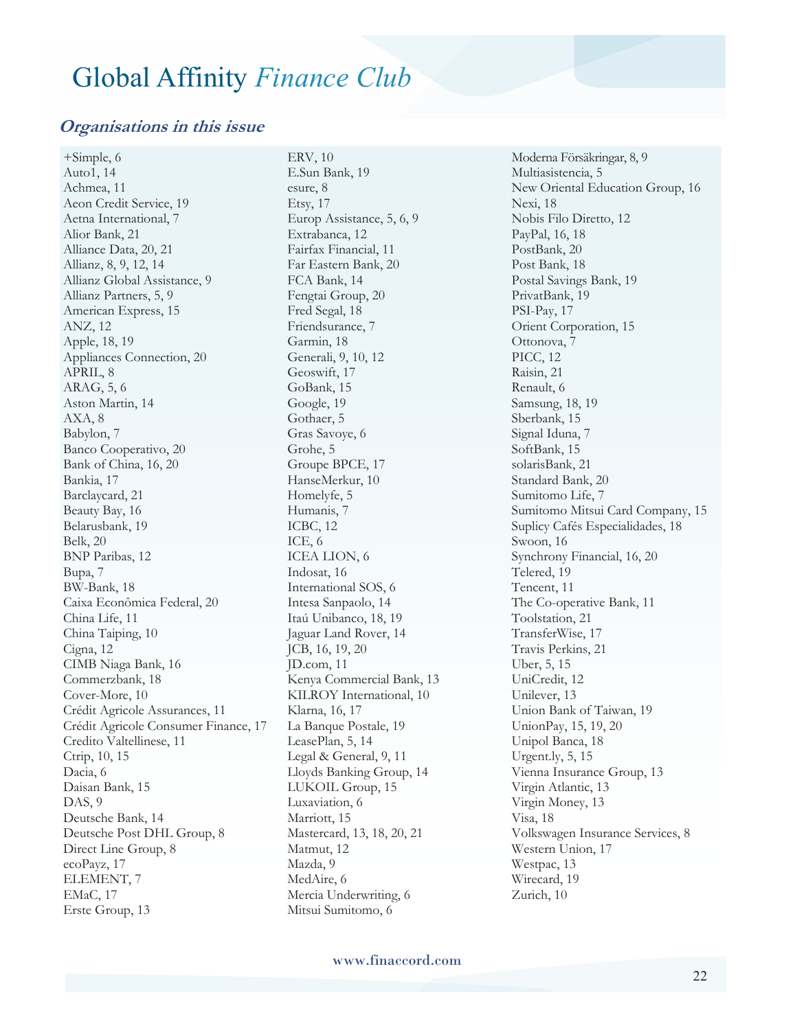# Global Affinity *Finance Club*

## *Organisations in this issue*

+Simple, 6
Auto1, 14
Achmea, 11
Aeon Credit Service, 19
Aetna International, 7
Alior Bank, 21
Alliance Data, 20, 21
Allianz, 8, 9, 12, 14
Allianz Global Assistance, 9
Allianz Partners, 5, 9
American Express, 15
ANZ, 12
Apple, 18, 19
Appliances Connection, 20
APRIL, 8
ARAG, 5, 6
Aston Martin, 14
AXA, 8
Babylon, 7
Banco Cooperativo, 20
Bank of China, 16, 20
Bankia, 17
Barclaycard, 21
Beauty Bay, 16
Belarusbank, 19
Belk, 20
BNP Paribas, 12
Bupa, 7
BW-Bank, 18
Caixa Econômica Federal, 20
China Life, 11
China Taiping, 10
Cigna, 12
CIMB Niaga Bank, 16
Commerzbank, 18
Cover-More, 10
Crédit Agricole Assurances, 11
Crédit Agricole Consumer Finance, 17
Credito Valtellinese, 11
Ctrip, 10, 15
Dacia, 6
Daisan Bank, 15
DAS, 9
Deutsche Bank, 14
Deutsche Post DHL Group, 8
Direct Line Group, 8
ecoPayz, 17
ELEMENT, 7
EMaC, 17
Erste Group, 13
ERV, 10
E.Sun Bank, 19
esure, 8
Etsy, 17
Europ Assistance, 5, 6, 9
Extrabanca, 12
Fairfax Financial, 11
Far Eastern Bank, 20
FCA Bank, 14
Fengtai Group, 20
Fred Segal, 18
Friendsurance, 7
Garmin, 18
Generali, 9, 10, 12
Geoswift, 17
GoBank, 15
Google, 19
Gothaer, 5
Gras Savoye, 6
Grohe, 5
Groupe BPCE, 17
HanseMerkur, 10
Homelyfe, 5
Humanis, 7
ICBC, 12
ICE, 6
ICEA LION, 6
Indosat, 16
International SOS, 6
Intesa Sanpaolo, 14
Itaú Unibanco, 18, 19
Jaguar Land Rover, 14
JCB, 16, 19, 20
JD.com, 11
Kenya Commercial Bank, 13
KILROY International, 10
Klarna, 16, 17
La Banque Postale, 19
LeasePlan, 5, 14
Legal & General, 9, 11
Lloyds Banking Group, 14
LUKOIL Group, 15
Luxaviation, 6
Marriott, 15
Mastercard, 13, 18, 20, 21
Matmut, 12
Mazda, 9
MedAire, 6
Mercia Underwriting, 6
Mitsui Sumitomo, 6
Moderna Försäkringar, 8, 9
Multiasistencia, 5
New Oriental Education Group, 16
Nexi, 18
Nobis Filo Diretto, 12
PayPal, 16, 18
PostBank, 20
Post Bank, 18
Postal Savings Bank, 19
PrivatBank, 19
PSI-Pay, 17
Orient Corporation, 15
Ottonova, 7
PICC, 12
Raisin, 21
Renault, 6
Samsung, 18, 19
Sberbank, 15
Signal Iduna, 7
SoftBank, 15
solarisBank, 21
Standard Bank, 20
Sumitomo Life, 7
Sumitomo Mitsui Card Company, 15
Suplicy Cafés Especialidades, 18
Swoon, 16
Synchrony Financial, 16, 20
Telered, 19
Tencent, 11
The Co-operative Bank, 11
Toolstation, 21
TransferWise, 17
Travis Perkins, 21
Uber, 5, 15
UniCredit, 12
Unilever, 13
Union Bank of Taiwan, 19
UnionPay, 15, 19, 20
Unipol Banca, 18
Urgent.ly, 5, 15
Vienna Insurance Group, 13
Virgin Atlantic, 13
Virgin Money, 13
Visa, 18
Volkswagen Insurance Services, 8
Western Union, 17
Westpac, 13
Wirecard, 19
Zurich, 10

www.finaccord.com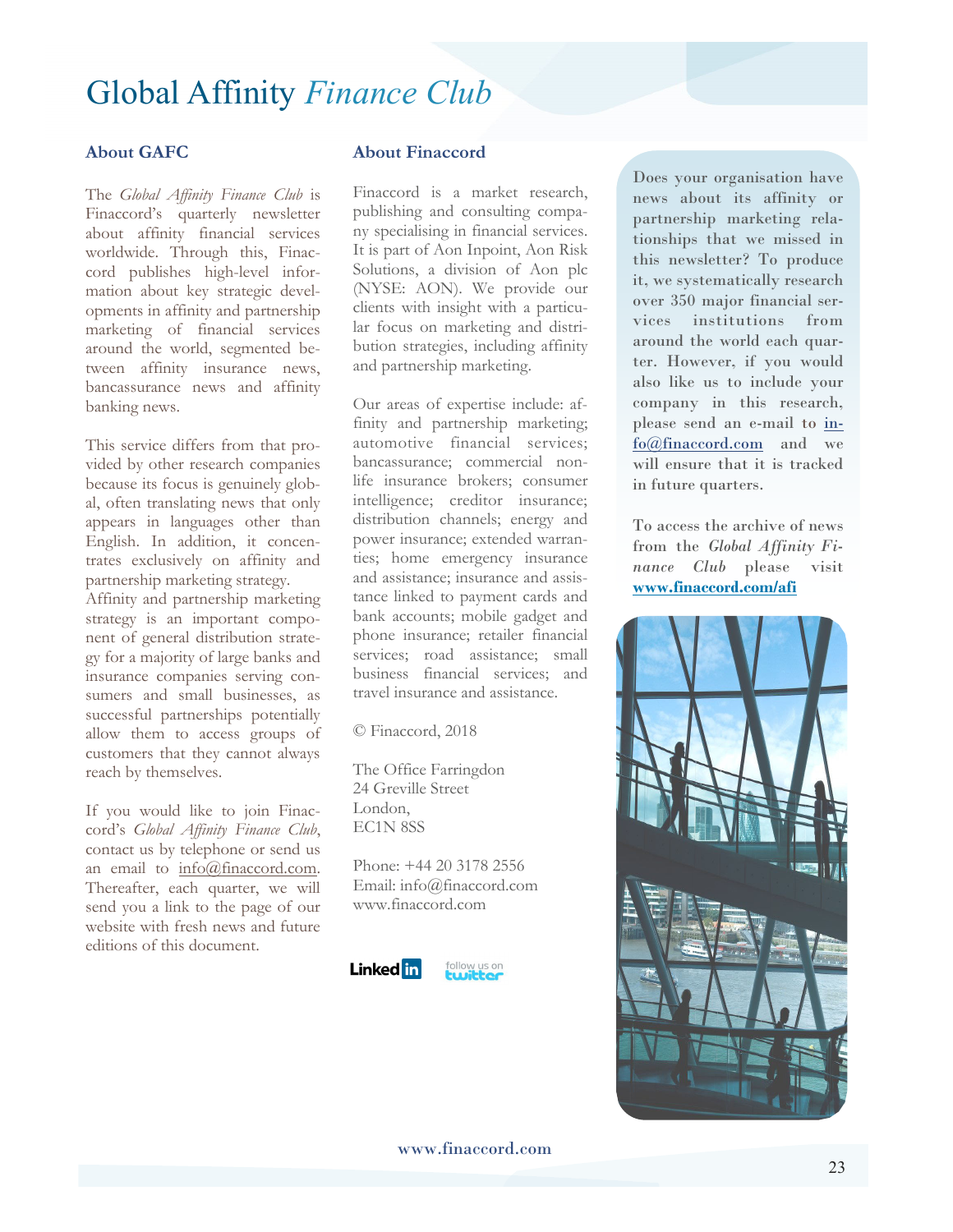# Global Affinity *Finance Club*

## About GAFC

The *Global Affinity Finance Club* is Finaccord's quarterly newsletter about affinity financial services worldwide. Through this, Finaccord publishes high-level information about key strategic developments in affinity and partnership marketing of financial services around the world, segmented between affinity insurance news, bancassurance news and affinity banking news.

This service differs from that provided by other research companies because its focus is genuinely global, often translating news that only appears in languages other than English. In addition, it concentrates exclusively on affinity and partnership marketing strategy.
Affinity and partnership marketing strategy is an important component of general distribution strategy for a majority of large banks and insurance companies serving consumers and small businesses, as successful partnerships potentially allow them to access groups of customers that they cannot always reach by themselves.

If you would like to join Finaccord's *Global Affinity Finance Club*, contact us by telephone or send us an email to info@finaccord.com. Thereafter, each quarter, we will send you a link to the page of our website with fresh news and future editions of this document.

## About Finaccord

Finaccord is a market research, publishing and consulting company specialising in financial services. It is part of Aon Inpoint, Aon Risk Solutions, a division of Aon plc (NYSE: AON). We provide our clients with insight with a particular focus on marketing and distribution strategies, including affinity and partnership marketing.

Our areas of expertise include: affinity and partnership marketing; automotive financial services; bancassurance; commercial non-life insurance brokers; consumer intelligence; creditor insurance; distribution channels; energy and power insurance; extended warranties; home emergency insurance and assistance; insurance and assistance linked to payment cards and bank accounts; mobile gadget and phone insurance; retailer financial services; road assistance; small business financial services; and travel insurance and assistance.

© Finaccord, 2018

The Office Farringdon
24 Greville Street
London,
EC1N 8SS

Phone: +44 20 3178 2556
Email: info@finaccord.com
www.finaccord.com

LinkedIn | follow us on twitter

Does your organisation have news about its affinity or partnership marketing relationships that we missed in this newsletter? To produce it, we systematically research over 350 major financial services institutions from around the world each quarter. However, if you would also like us to include your company in this research, please send an e-mail to info@finaccord.com and we will ensure that it is tracked in future quarters.

To access the archive of news from the *Global Affinity Finance Club* please visit **www.finaccord.com/afi**

www.finaccord.com